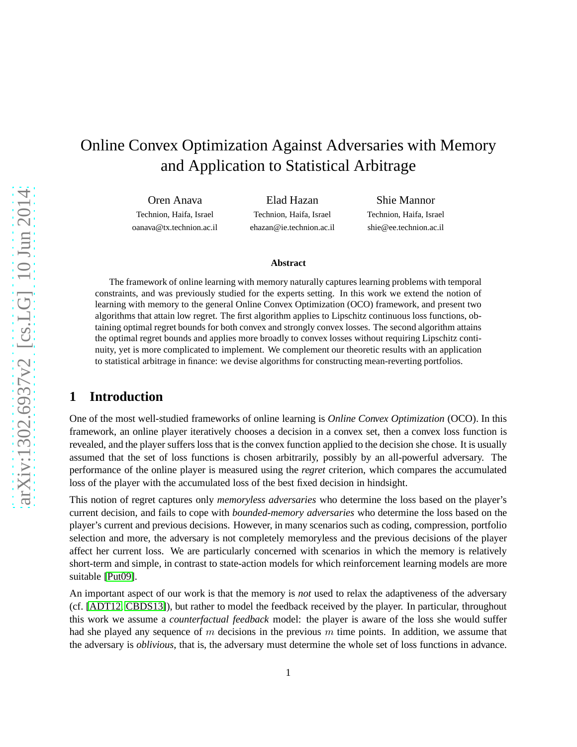# Online Convex Optimization Against Adversaries with Memory and Application to Statistical Arbitrage

Oren Anava
Technion, Haifa, Israel
oanava@tx.technion.ac.il

Elad Hazan
Technion, Haifa, Israel
ehazan@ie.technion.ac.il

Shie Mannor
Technion, Haifa, Israel
shie@ee.technion.ac.il

**Abstract**

The framework of online learning with memory naturally captures learning problems with temporal constraints, and was previously studied for the experts setting. In this work we extend the notion of learning with memory to the general Online Convex Optimization (OCO) framework, and present two algorithms that attain low regret. The first algorithm applies to Lipschitz continuous loss functions, obtaining optimal regret bounds for both convex and strongly convex losses. The second algorithm attains the optimal regret bounds and applies more broadly to convex losses without requiring Lipschitz continuity, yet is more complicated to implement. We complement our theoretic results with an application to statistical arbitrage in finance: we devise algorithms for constructing mean-reverting portfolios.

## 1 Introduction

One of the most well-studied frameworks of online learning is *Online Convex Optimization* (OCO). In this framework, an online player iteratively chooses a decision in a convex set, then a convex loss function is revealed, and the player suffers loss that is the convex function applied to the decision she chose. It is usually assumed that the set of loss functions is chosen arbitrarily, possibly by an all-powerful adversary. The performance of the online player is measured using the *regret* criterion, which compares the accumulated loss of the player with the accumulated loss of the best fixed decision in hindsight.

This notion of regret captures only *memoryless adversaries* who determine the loss based on the player's current decision, and fails to cope with *bounded-memory adversaries* who determine the loss based on the player's current and previous decisions. However, in many scenarios such as coding, compression, portfolio selection and more, the adversary is not completely memoryless and the previous decisions of the player affect her current loss. We are particularly concerned with scenarios in which the memory is relatively short-term and simple, in contrast to state-action models for which reinforcement learning models are more suitable [Put09].

An important aspect of our work is that the memory is *not* used to relax the adaptiveness of the adversary (cf. [ADT12, CBDS13]), but rather to model the feedback received by the player. In particular, throughout this work we assume a *counterfactual feedback* model: the player is aware of the loss she would suffer had she played any sequence of $m$ decisions in the previous $m$ time points. In addition, we assume that the adversary is *oblivious*, that is, the adversary must determine the whole set of loss functions in advance.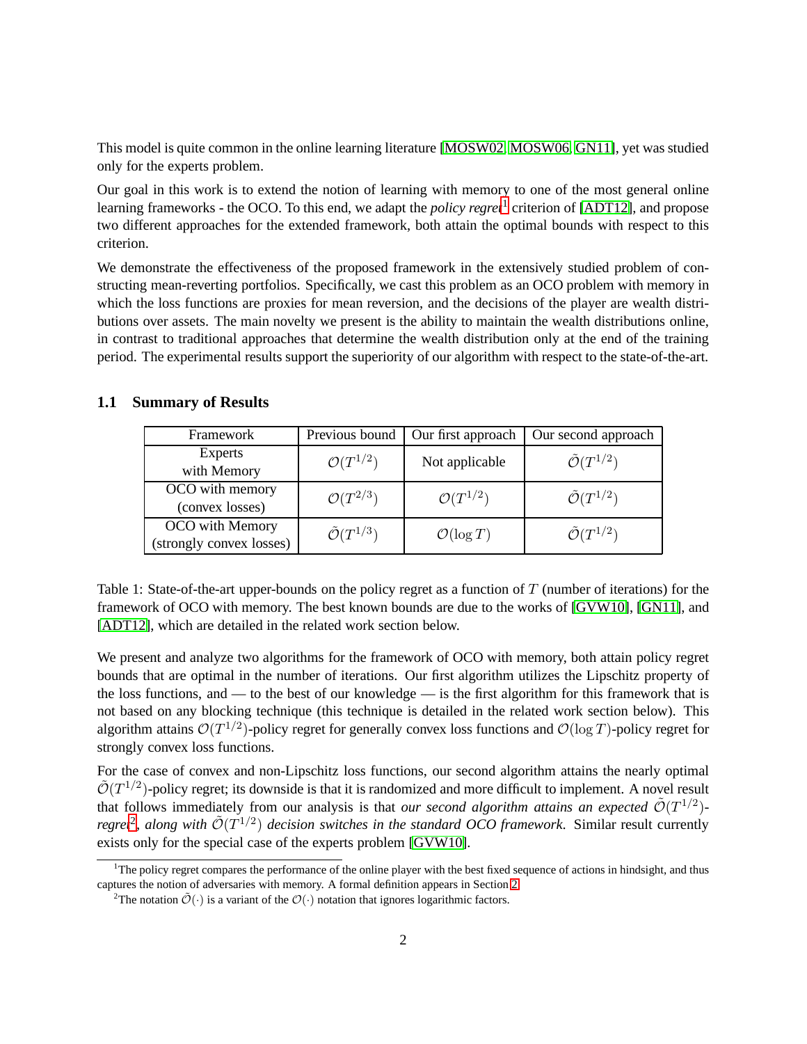This model is quite common in the online learning literature [MOSW02, MOSW06, GN11], yet was studied only for the experts problem.

Our goal in this work is to extend the notion of learning with memory to one of the most general online learning frameworks - the OCO. To this end, we adapt the *policy regret*[1] criterion of [ADT12], and propose two different approaches for the extended framework, both attain the optimal bounds with respect to this criterion.

We demonstrate the effectiveness of the proposed framework in the extensively studied problem of constructing mean-reverting portfolios. Specifically, we cast this problem as an OCO problem with memory in which the loss functions are proxies for mean reversion, and the decisions of the player are wealth distributions over assets. The main novelty we present is the ability to maintain the wealth distributions online, in contrast to traditional approaches that determine the wealth distribution only at the end of the training period. The experimental results support the superiority of our algorithm with respect to the state-of-the-art.

## 1.1 Summary of Results

| Framework | Previous bound | Our first approach | Our second approach |
|---|---|---|---|
| Experts with Memory | $\mathcal{O}(T^{1/2})$ | Not applicable | $\tilde{\mathcal{O}}(T^{1/2})$ |
| OCO with memory (convex losses) | $\mathcal{O}(T^{2/3})$ | $\mathcal{O}(T^{1/2})$ | $\tilde{\mathcal{O}}(T^{1/2})$ |
| OCO with Memory (strongly convex losses) | $\tilde{\mathcal{O}}(T^{1/3})$ | $\mathcal{O}(\log T)$ | $\tilde{\mathcal{O}}(T^{1/2})$ |

Table 1: State-of-the-art upper-bounds on the policy regret as a function of $T$ (number of iterations) for the framework of OCO with memory. The best known bounds are due to the works of [GVW10], [GN11], and [ADT12], which are detailed in the related work section below.

We present and analyze two algorithms for the framework of OCO with memory, both attain policy regret bounds that are optimal in the number of iterations. Our first algorithm utilizes the Lipschitz property of the loss functions, and — to the best of our knowledge — is the first algorithm for this framework that is not based on any blocking technique (this technique is detailed in the related work section below). This algorithm attains $\mathcal{O}(T^{1/2})$-policy regret for generally convex loss functions and $\mathcal{O}(\log T)$-policy regret for strongly convex loss functions.

For the case of convex and non-Lipschitz loss functions, our second algorithm attains the nearly optimal $\tilde{\mathcal{O}}(T^{1/2})$-policy regret; its downside is that it is randomized and more difficult to implement. A novel result that follows immediately from our analysis is that *our second algorithm attains an expected $\tilde{\mathcal{O}}(T^{1/2})$-regret*[2], *along with $\tilde{\mathcal{O}}(T^{1/2})$ decision switches in the standard OCO framework*. Similar result currently exists only for the special case of the experts problem [GVW10].

[1] The policy regret compares the performance of the online player with the best fixed sequence of actions in hindsight, and thus captures the notion of adversaries with memory. A formal definition appears in Section 2.

[2] The notation $\tilde{\mathcal{O}}(\cdot)$ is a variant of the $\mathcal{O}(\cdot)$ notation that ignores logarithmic factors.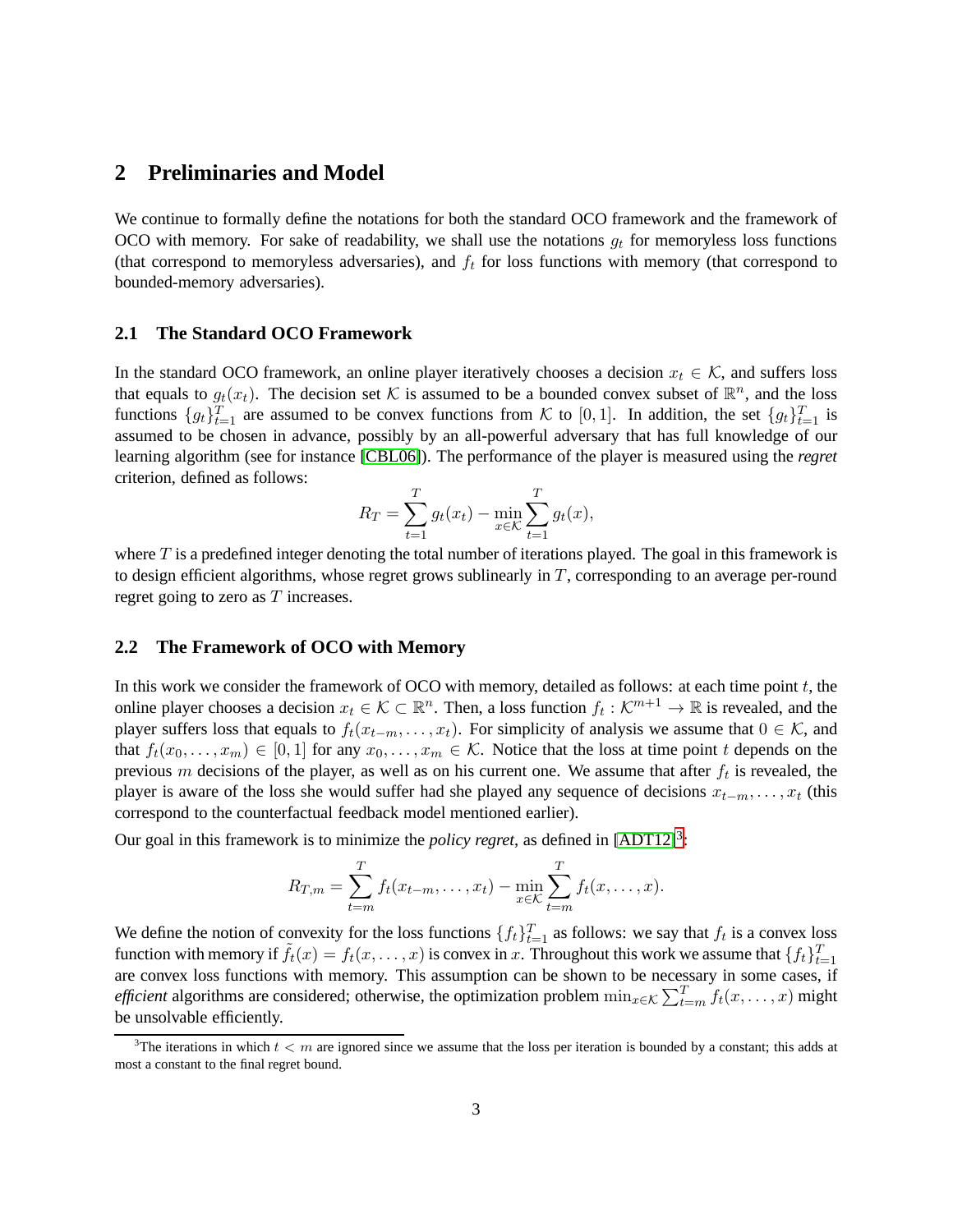## 2 Preliminaries and Model

We continue to formally define the notations for both the standard OCO framework and the framework of OCO with memory. For sake of readability, we shall use the notations $g_t$ for memoryless loss functions (that correspond to memoryless adversaries), and $f_t$ for loss functions with memory (that correspond to bounded-memory adversaries).

### 2.1 The Standard OCO Framework

In the standard OCO framework, an online player iteratively chooses a decision $x_t \in \mathcal{K}$, and suffers loss that equals to $g_t(x_t)$. The decision set $\mathcal{K}$ is assumed to be a bounded convex subset of $\mathbb{R}^n$, and the loss functions $\{g_t\}_{t=1}^T$ are assumed to be convex functions from $\mathcal{K}$ to $[0, 1]$. In addition, the set $\{g_t\}_{t=1}^T$ is assumed to be chosen in advance, possibly by an all-powerful adversary that has full knowledge of our learning algorithm (see for instance [CBL06]). The performance of the player is measured using the *regret* criterion, defined as follows:

$$R_T = \sum_{t=1}^{T} g_t(x_t) - \min_{x\in\mathcal{K}} \sum_{t=1}^{T} g_t(x),$$

where $T$ is a predefined integer denoting the total number of iterations played. The goal in this framework is to design efficient algorithms, whose regret grows sublinearly in $T$, corresponding to an average per-round regret going to zero as $T$ increases.

### 2.2 The Framework of OCO with Memory

In this work we consider the framework of OCO with memory, detailed as follows: at each time point $t$, the online player chooses a decision $x_t \in \mathcal{K} \subset \mathbb{R}^n$. Then, a loss function $f_t : \mathcal{K}^{m+1} \to \mathbb{R}$ is revealed, and the player suffers loss that equals to $f_t(x_{t-m}, \ldots, x_t)$. For simplicity of analysis we assume that $0 \in \mathcal{K}$, and that $f_t(x_0, \ldots, x_m) \in [0, 1]$ for any $x_0, \ldots, x_m \in \mathcal{K}$. Notice that the loss at time point $t$ depends on the previous $m$ decisions of the player, as well as on his current one. We assume that after $f_t$ is revealed, the player is aware of the loss she would suffer had she played any sequence of decisions $x_{t-m}, \ldots, x_t$ (this correspond to the counterfactual feedback model mentioned earlier).

Our goal in this framework is to minimize the *policy regret*, as defined in [ADT12][3]:

$$R_{T,m} = \sum_{t=m}^{T} f_t(x_{t-m}, \ldots, x_t) - \min_{x\in\mathcal{K}} \sum_{t=m}^{T} f_t(x, \ldots, x).$$

We define the notion of convexity for the loss functions $\{f_t\}_{t=1}^T$ as follows: we say that $f_t$ is a convex loss function with memory if $\tilde{f}_t(x) = f_t(x, \ldots, x)$ is convex in $x$. Throughout this work we assume that $\{f_t\}_{t=1}^T$ are convex loss functions with memory. This assumption can be shown to be necessary in some cases, if *efficient* algorithms are considered; otherwise, the optimization problem $\min_{x\in\mathcal{K}} \sum_{t=m}^{T} f_t(x, \ldots, x)$ might be unsolvable efficiently.

[3] The iterations in which $t < m$ are ignored since we assume that the loss per iteration is bounded by a constant; this adds at most a constant to the final regret bound.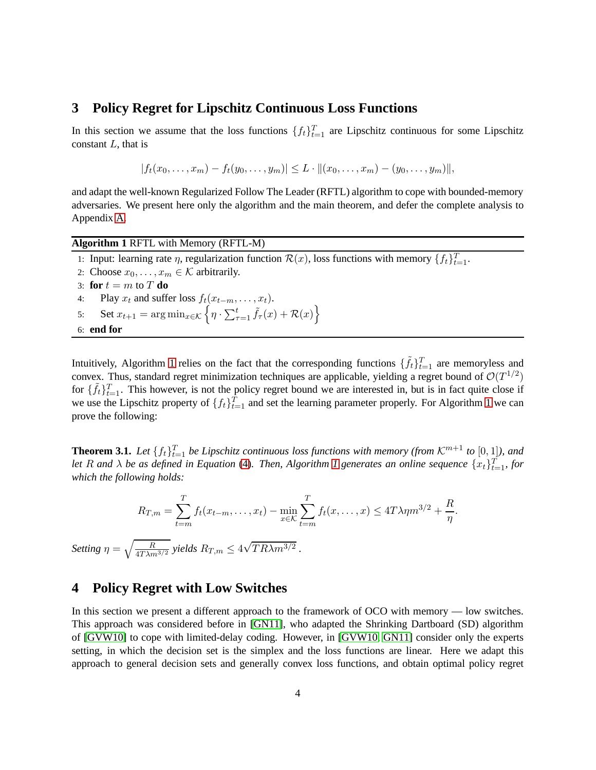## 3 Policy Regret for Lipschitz Continuous Loss Functions

In this section we assume that the loss functions $\{f_t\}_{t=1}^T$ are Lipschitz continuous for some Lipschitz constant $L$, that is

$$|f_t(x_0, \ldots, x_m) - f_t(y_0, \ldots, y_m)| \leq L \cdot \|(x_0, \ldots, x_m) - (y_0, \ldots, y_m)\|,$$

and adapt the well-known Regularized Follow The Leader (RFTL) algorithm to cope with bounded-memory adversaries. We present here only the algorithm and the main theorem, and defer the complete analysis to Appendix A.

**Algorithm 1** RFTL with Memory (RFTL-M)

1: Input: learning rate $\eta$, regularization function $\mathcal{R}(x)$, loss functions with memory $\{f_t\}_{t=1}^T$.
2: Choose $x_0, \ldots, x_m \in \mathcal{K}$ arbitrarily.
3: **for** $t = m$ to $T$ **do**
4: Play $x_t$ and suffer loss $f_t(x_{t-m}, \ldots, x_t)$.
5: Set $x_{t+1} = \arg\min_{x \in \mathcal{K}} \left\{ \eta \cdot \sum_{\tau=1}^{t} \tilde{f}_\tau(x) + \mathcal{R}(x) \right\}$
6: **end for**

Intuitively, Algorithm 1 relies on the fact that the corresponding functions $\{\tilde{f}_t\}_{t=1}^T$ are memoryless and convex. Thus, standard regret minimization techniques are applicable, yielding a regret bound of $\mathcal{O}(T^{1/2})$ for $\{\tilde{f}_t\}_{t=1}^T$. This however, is not the policy regret bound we are interested in, but is in fact quite close if we use the Lipschitz property of $\{f_t\}_{t=1}^T$ and set the learning parameter properly. For Algorithm 1 we can prove the following:

**Theorem 3.1.** *Let $\{f_t\}_{t=1}^T$ be Lipschitz continuous loss functions with memory (from $\mathcal{K}^{m+1}$ to $[0,1]$), and let $R$ and $\lambda$ be as defined in Equation (4). Then, Algorithm 1 generates an online sequence $\{x_t\}_{t=1}^T$, for which the following holds:*

$$R_{T,m} = \sum_{t=m}^{T} f_t(x_{t-m}, \ldots, x_t) - \min_{x \in \mathcal{K}} \sum_{t=m}^{T} f_t(x, \ldots, x) \leq 4T\lambda\eta m^{3/2} + \frac{R}{\eta}.$$

*Setting $\eta = \sqrt{\frac{R}{4T\lambda m^{3/2}}}$ yields $R_{T,m} \leq 4\sqrt{TR\lambda m^{3/2}}$.*

## 4 Policy Regret with Low Switches

In this section we present a different approach to the framework of OCO with memory — low switches. This approach was considered before in [GN11], who adapted the Shrinking Dartboard (SD) algorithm of [GVW10] to cope with limited-delay coding. However, in [GVW10, GN11] consider only the experts setting, in which the decision set is the simplex and the loss functions are linear. Here we adapt this approach to general decision sets and generally convex loss functions, and obtain optimal policy regret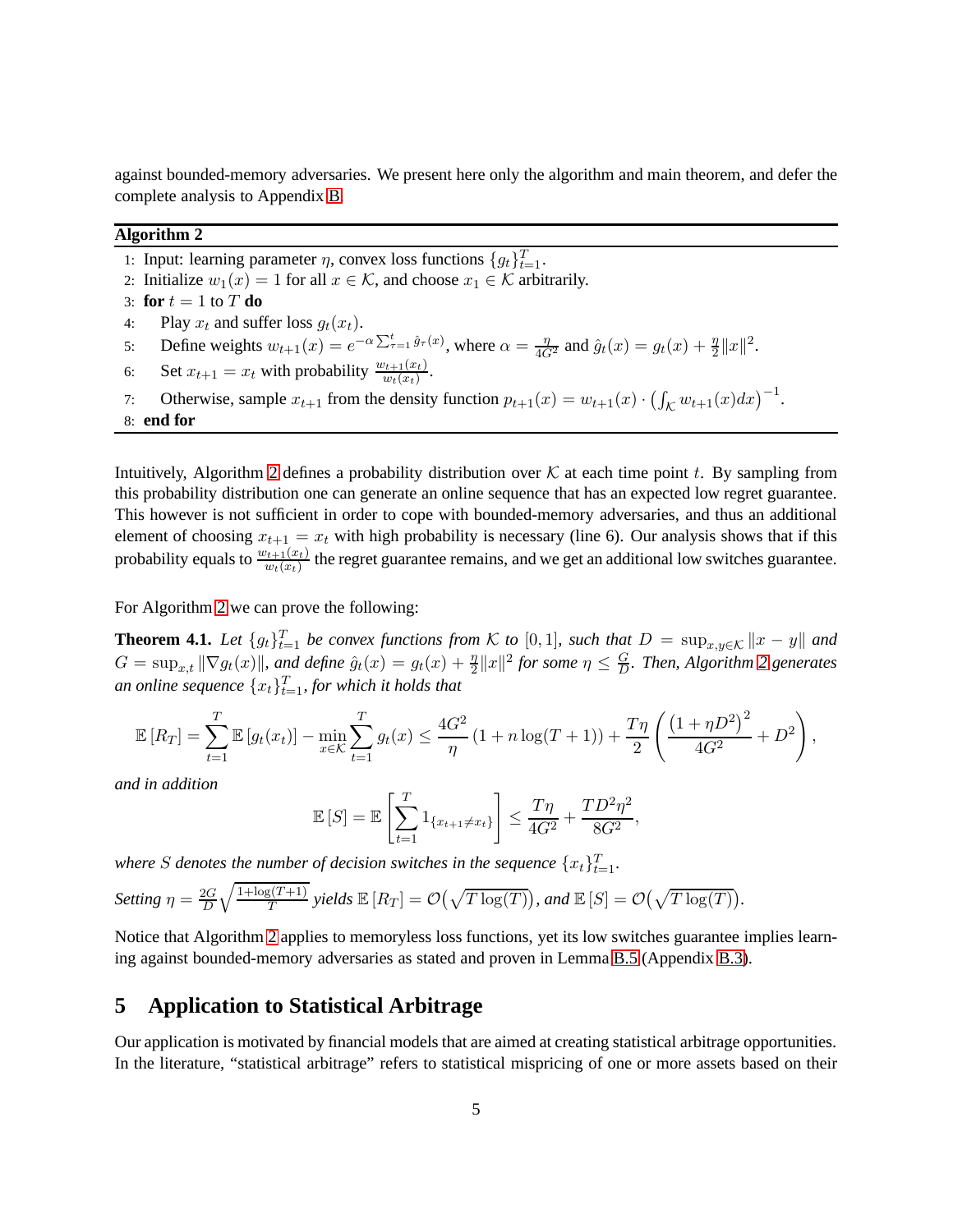against bounded-memory adversaries. We present here only the algorithm and main theorem, and defer the complete analysis to Appendix B.

**Algorithm 2**

1: Input: learning parameter $\eta$, convex loss functions $\{g_t\}_{t=1}^{T}$.
2: Initialize $w_1(x) = 1$ for all $x \in \mathcal{K}$, and choose $x_1 \in \mathcal{K}$ arbitrarily.
3: **for** $t = 1$ to $T$ **do**
4: Play $x_t$ and suffer loss $g_t(x_t)$.
5: Define weights $w_{t+1}(x) = e^{-\alpha \sum_{\tau=1}^{t} \hat{g}_\tau(x)}$, where $\alpha = \frac{\eta}{4G^2}$ and $\hat{g}_t(x) = g_t(x) + \frac{\eta}{2}\|x\|^2$.
6: Set $x_{t+1} = x_t$ with probability $\frac{w_{t+1}(x_t)}{w_t(x_t)}$.
7: Otherwise, sample $x_{t+1}$ from the density function $p_{t+1}(x) = w_{t+1}(x) \cdot \left(\int_{\mathcal{K}} w_{t+1}(x)dx\right)^{-1}$.
8: **end for**

Intuitively, Algorithm 2 defines a probability distribution over $\mathcal{K}$ at each time point $t$. By sampling from this probability distribution one can generate an online sequence that has an expected low regret guarantee. This however is not sufficient in order to cope with bounded-memory adversaries, and thus an additional element of choosing $x_{t+1} = x_t$ with high probability is necessary (line 6). Our analysis shows that if this probability equals to $\frac{w_{t+1}(x_t)}{w_t(x_t)}$ the regret guarantee remains, and we get an additional low switches guarantee.

For Algorithm 2 we can prove the following:

**Theorem 4.1.** *Let $\{g_t\}_{t=1}^{T}$ be convex functions from $\mathcal{K}$ to $[0,1]$, such that $D = \sup_{x,y\in\mathcal{K}} \|x - y\|$ and $G = \sup_{x,t} \|\nabla g_t(x)\|$, and define $\hat{g}_t(x) = g_t(x) + \frac{\eta}{2}\|x\|^2$ for some $\eta \leq \frac{G}{D}$. Then, Algorithm 2 generates an online sequence $\{x_t\}_{t=1}^{T}$, for which it holds that*

$$\mathbb{E}\left[R_T\right] = \sum_{t=1}^{T} \mathbb{E}\left[g_t(x_t)\right] - \min_{x\in\mathcal{K}} \sum_{t=1}^{T} g_t(x) \leq \frac{4G^2}{\eta}\left(1 + n\log(T+1)\right) + \frac{T\eta}{2}\left(\frac{\left(1+\eta D^2\right)^2}{4G^2} + D^2\right),$$

*and in addition*

$$\mathbb{E}\left[S\right] = \mathbb{E}\left[\sum_{t=1}^{T} 1_{\{x_{t+1}\neq x_t\}}\right] \leq \frac{T\eta}{4G^2} + \frac{TD^2\eta^2}{8G^2},$$

*where $S$ denotes the number of decision switches in the sequence $\{x_t\}_{t=1}^{T}$.*

*Setting $\eta = \frac{2G}{D}\sqrt{\frac{1+\log(T+1)}{T}}$ yields $\mathbb{E}\left[R_T\right] = \mathcal{O}\left(\sqrt{T\log(T)}\right)$, and $\mathbb{E}\left[S\right] = \mathcal{O}\left(\sqrt{T\log(T)}\right)$.*

Notice that Algorithm 2 applies to memoryless loss functions, yet its low switches guarantee implies learning against bounded-memory adversaries as stated and proven in Lemma B.5 (Appendix B.3).

## 5 Application to Statistical Arbitrage

Our application is motivated by financial models that are aimed at creating statistical arbitrage opportunities. In the literature, "statistical arbitrage" refers to statistical mispricing of one or more assets based on their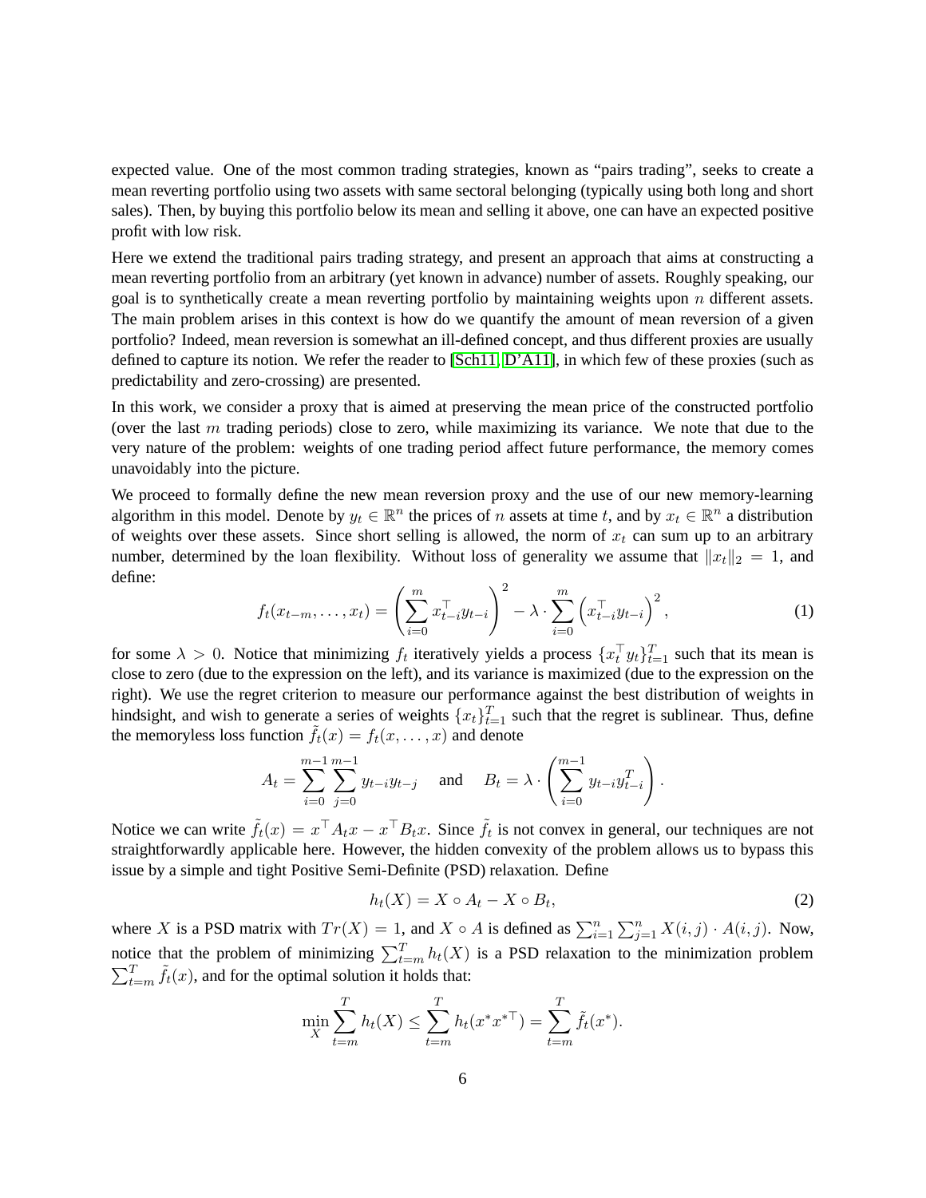expected value. One of the most common trading strategies, known as "pairs trading", seeks to create a mean reverting portfolio using two assets with same sectoral belonging (typically using both long and short sales). Then, by buying this portfolio below its mean and selling it above, one can have an expected positive profit with low risk.

Here we extend the traditional pairs trading strategy, and present an approach that aims at constructing a mean reverting portfolio from an arbitrary (yet known in advance) number of assets. Roughly speaking, our goal is to synthetically create a mean reverting portfolio by maintaining weights upon $n$ different assets. The main problem arises in this context is how do we quantify the amount of mean reversion of a given portfolio? Indeed, mean reversion is somewhat an ill-defined concept, and thus different proxies are usually defined to capture its notion. We refer the reader to [Sch11, D'A11], in which few of these proxies (such as predictability and zero-crossing) are presented.

In this work, we consider a proxy that is aimed at preserving the mean price of the constructed portfolio (over the last $m$ trading periods) close to zero, while maximizing its variance. We note that due to the very nature of the problem: weights of one trading period affect future performance, the memory comes unavoidably into the picture.

We proceed to formally define the new mean reversion proxy and the use of our new memory-learning algorithm in this model. Denote by $y_t \in \mathbb{R}^n$ the prices of $n$ assets at time $t$, and by $x_t \in \mathbb{R}^n$ a distribution of weights over these assets. Since short selling is allowed, the norm of $x_t$ can sum up to an arbitrary number, determined by the loan flexibility. Without loss of generality we assume that $\|x_t\|_2 = 1$, and define:

$$f_t(x_{t-m}, \ldots, x_t) = \left( \sum_{i=0}^{m} x_{t-i}^\top y_{t-i} \right)^2 - \lambda \cdot \sum_{i=0}^{m} \left( x_{t-i}^\top y_{t-i} \right)^2, \tag{1}$$

for some $\lambda > 0$. Notice that minimizing $f_t$ iteratively yields a process $\{x_t^\top y_t\}_{t=1}^T$ such that its mean is close to zero (due to the expression on the left), and its variance is maximized (due to the expression on the right). We use the regret criterion to measure our performance against the best distribution of weights in hindsight, and wish to generate a series of weights $\{x_t\}_{t=1}^T$ such that the regret is sublinear. Thus, define the memoryless loss function $\tilde{f}_t(x) = f_t(x, \ldots, x)$ and denote

$$A_t = \sum_{i=0}^{m-1} \sum_{j=0}^{m-1} y_{t-i} y_{t-j} \quad \text{and} \quad B_t = \lambda \cdot \left( \sum_{i=0}^{m-1} y_{t-i} y_{t-i}^T \right).$$

Notice we can write $\tilde{f}_t(x) = x^\top A_t x - x^\top B_t x$. Since $\tilde{f}_t$ is not convex in general, our techniques are not straightforwardly applicable here. However, the hidden convexity of the problem allows us to bypass this issue by a simple and tight Positive Semi-Definite (PSD) relaxation. Define

$$h_t(X) = X \circ A_t - X \circ B_t, \tag{2}$$

where $X$ is a PSD matrix with $Tr(X) = 1$, and $X \circ A$ is defined as $\sum_{i=1}^n \sum_{j=1}^n X(i,j) \cdot A(i,j)$. Now, notice that the problem of minimizing $\sum_{t=m}^T h_t(X)$ is a PSD relaxation to the minimization problem $\sum_{t=m}^T \tilde{f}_t(x)$, and for the optimal solution it holds that:

$$\min_X \sum_{t=m}^T h_t(X) \leq \sum_{t=m}^T h_t(x^* x^{*\top}) = \sum_{t=m}^T \tilde{f}_t(x^*).$$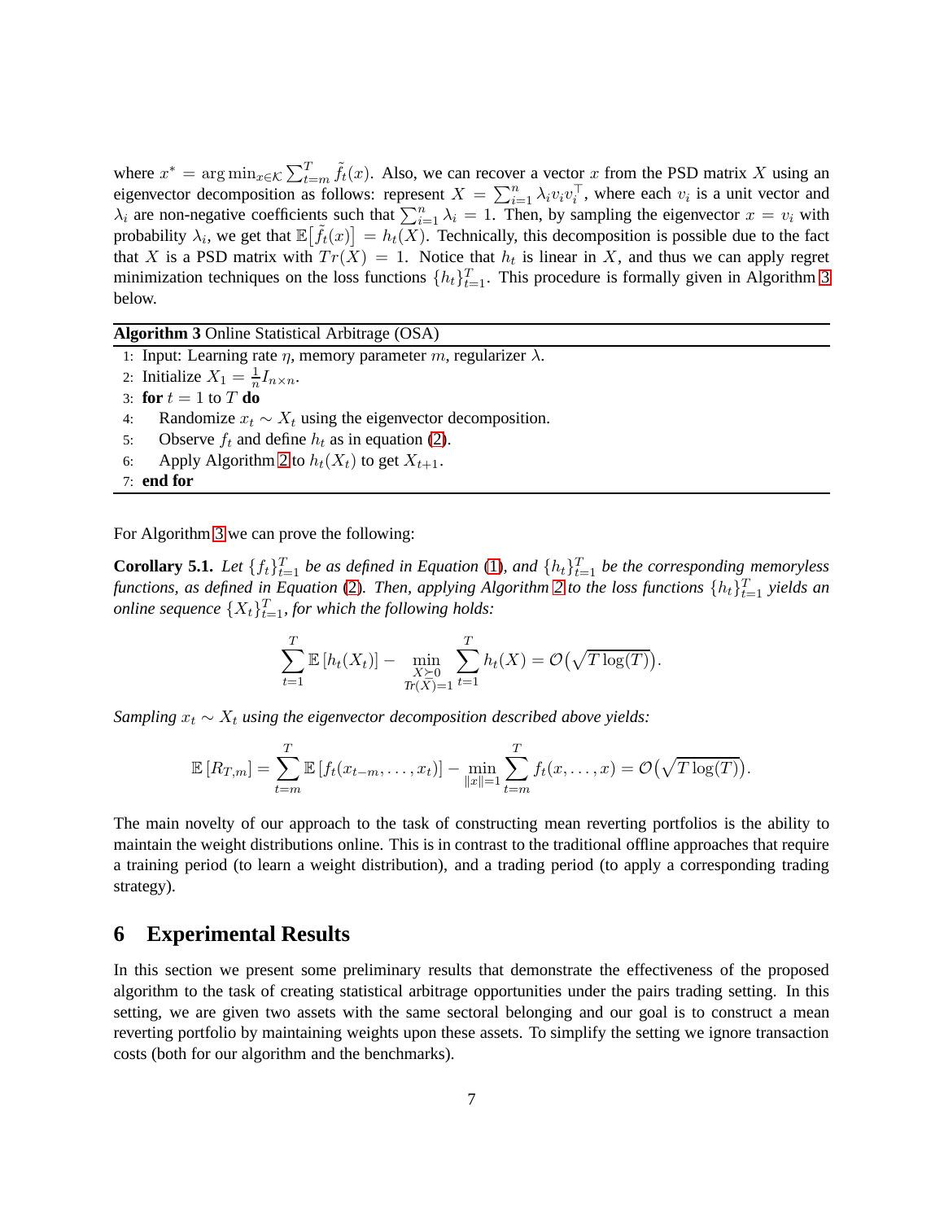where $x^* = \arg\min_{x \in \mathcal{K}} \sum_{t=m}^{T} \tilde{f}_t(x)$. Also, we can recover a vector $x$ from the PSD matrix $X$ using an eigenvector decomposition as follows: represent $X = \sum_{i=1}^{n} \lambda_i v_i v_i^\top$, where each $v_i$ is a unit vector and $\lambda_i$ are non-negative coefficients such that $\sum_{i=1}^{n} \lambda_i = 1$. Then, by sampling the eigenvector $x = v_i$ with probability $\lambda_i$, we get that $\mathbb{E}\big[\tilde{f}_t(x)\big] = h_t(X)$. Technically, this decomposition is possible due to the fact that $X$ is a PSD matrix with $Tr(X) = 1$. Notice that $h_t$ is linear in $X$, and thus we can apply regret minimization techniques on the loss functions $\{h_t\}_{t=1}^{T}$. This procedure is formally given in Algorithm 3 below.

**Algorithm 3** Online Statistical Arbitrage (OSA)

1: Input: Learning rate $\eta$, memory parameter $m$, regularizer $\lambda$.
2: Initialize $X_1 = \frac{1}{n} I_{n \times n}$.
3: **for** $t = 1$ to $T$ **do**
4: Randomize $x_t \sim X_t$ using the eigenvector decomposition.
5: Observe $f_t$ and define $h_t$ as in equation (2).
6: Apply Algorithm 2 to $h_t(X_t)$ to get $X_{t+1}$.
7: **end for**

For Algorithm 3 we can prove the following:

**Corollary 5.1.** *Let $\{f_t\}_{t=1}^{T}$ be as defined in Equation (1), and $\{h_t\}_{t=1}^{T}$ be the corresponding memoryless functions, as defined in Equation (2). Then, applying Algorithm 2 to the loss functions $\{h_t\}_{t=1}^{T}$ yields an online sequence $\{X_t\}_{t=1}^{T}$, for which the following holds:*

$$\sum_{t=1}^{T} \mathbb{E}\left[h_t(X_t)\right] - \min_{\substack{X \succeq 0 \\ Tr(X)=1}} \sum_{t=1}^{T} h_t(X) = \mathcal{O}\big(\sqrt{T \log(T)}\big).$$

*Sampling $x_t \sim X_t$ using the eigenvector decomposition described above yields:*

$$\mathbb{E}\left[R_{T,m}\right] = \sum_{t=m}^{T} \mathbb{E}\left[f_t(x_{t-m}, \ldots, x_t)\right] - \min_{\|x\|=1} \sum_{t=m}^{T} f_t(x, \ldots, x) = \mathcal{O}\big(\sqrt{T \log(T)}\big).$$

The main novelty of our approach to the task of constructing mean reverting portfolios is the ability to maintain the weight distributions online. This is in contrast to the traditional offline approaches that require a training period (to learn a weight distribution), and a trading period (to apply a corresponding trading strategy).

# 6 Experimental Results

In this section we present some preliminary results that demonstrate the effectiveness of the proposed algorithm to the task of creating statistical arbitrage opportunities under the pairs trading setting. In this setting, we are given two assets with the same sectoral belonging and our goal is to construct a mean reverting portfolio by maintaining weights upon these assets. To simplify the setting we ignore transaction costs (both for our algorithm and the benchmarks).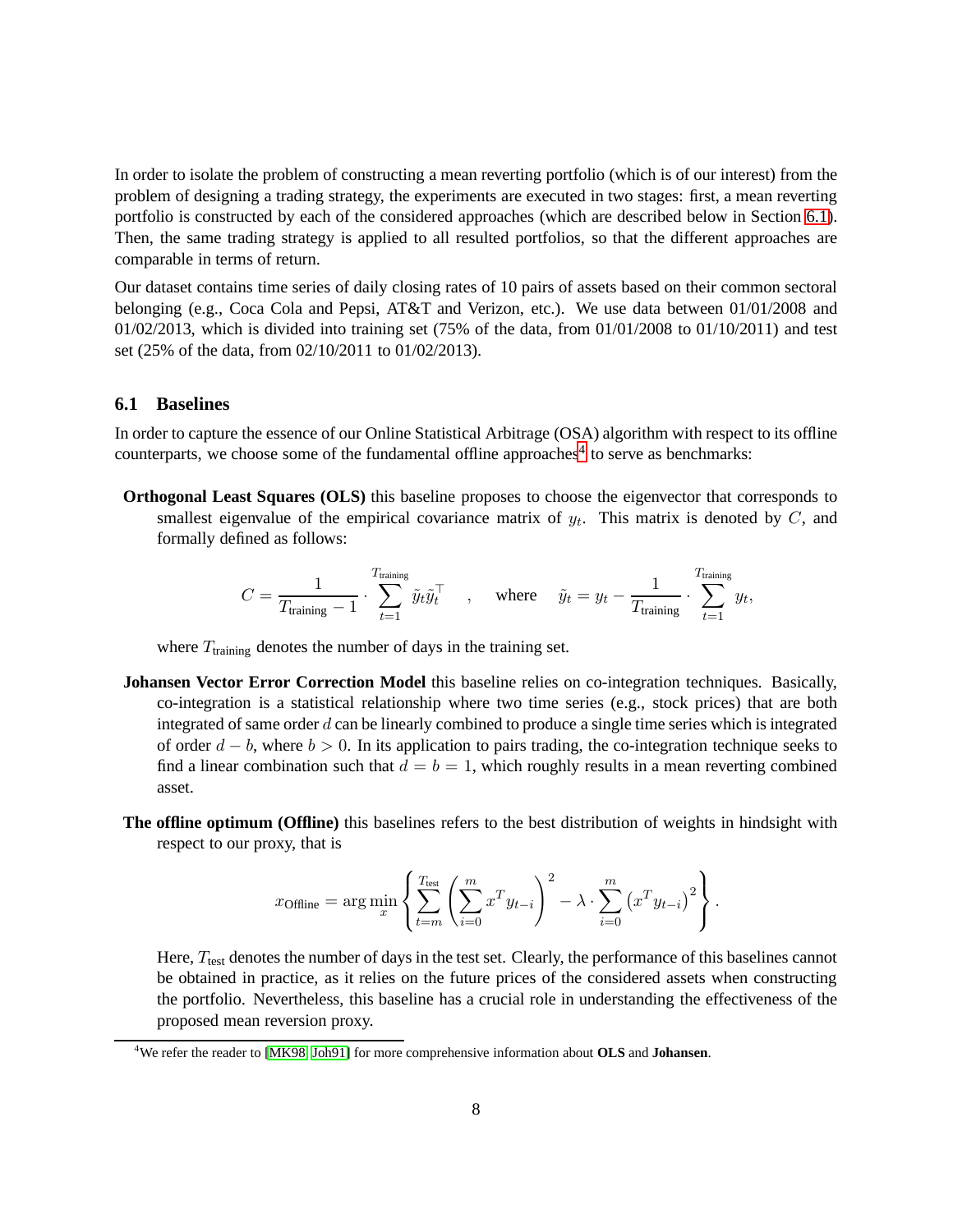In order to isolate the problem of constructing a mean reverting portfolio (which is of our interest) from the problem of designing a trading strategy, the experiments are executed in two stages: first, a mean reverting portfolio is constructed by each of the considered approaches (which are described below in Section 6.1). Then, the same trading strategy is applied to all resulted portfolios, so that the different approaches are comparable in terms of return.

Our dataset contains time series of daily closing rates of 10 pairs of assets based on their common sectoral belonging (e.g., Coca Cola and Pepsi, AT&T and Verizon, etc.). We use data between 01/01/2008 and 01/02/2013, which is divided into training set (75% of the data, from 01/01/2008 to 01/10/2011) and test set (25% of the data, from 02/10/2011 to 01/02/2013).

### 6.1 Baselines

In order to capture the essence of our Online Statistical Arbitrage (OSA) algorithm with respect to its offline counterparts, we choose some of the fundamental offline approaches[4] to serve as benchmarks:

**Orthogonal Least Squares (OLS)** this baseline proposes to choose the eigenvector that corresponds to smallest eigenvalue of the empirical covariance matrix of $y_t$. This matrix is denoted by $C$, and formally defined as follows:

$$C = \frac{1}{T_{\text{training}} - 1} \cdot \sum_{t=1}^{T_{\text{training}}} \tilde{y}_t \tilde{y}_t^\top \quad , \quad \text{where} \quad \tilde{y}_t = y_t - \frac{1}{T_{\text{training}}} \cdot \sum_{t=1}^{T_{\text{training}}} y_t,$$

where $T_{\text{training}}$ denotes the number of days in the training set.

**Johansen Vector Error Correction Model** this baseline relies on co-integration techniques. Basically, co-integration is a statistical relationship where two time series (e.g., stock prices) that are both integrated of same order $d$ can be linearly combined to produce a single time series which is integrated of order $d - b$, where $b > 0$. In its application to pairs trading, the co-integration technique seeks to find a linear combination such that $d = b = 1$, which roughly results in a mean reverting combined asset.

**The offline optimum (Offline)** this baselines refers to the best distribution of weights in hindsight with respect to our proxy, that is

$$x_{\text{Offline}} = \arg\min_x \left\{ \sum_{t=m}^{T_{\text{test}}} \left( \sum_{i=0}^{m} x^T y_{t-i} \right)^2 - \lambda \cdot \sum_{i=0}^{m} \left( x^T y_{t-i} \right)^2 \right\}.$$

Here, $T_{\text{test}}$ denotes the number of days in the test set. Clearly, the performance of this baselines cannot be obtained in practice, as it relies on the future prices of the considered assets when constructing the portfolio. Nevertheless, this baseline has a crucial role in understanding the effectiveness of the proposed mean reversion proxy.

[4] We refer the reader to [MK98, Joh91] for more comprehensive information about **OLS** and **Johansen**.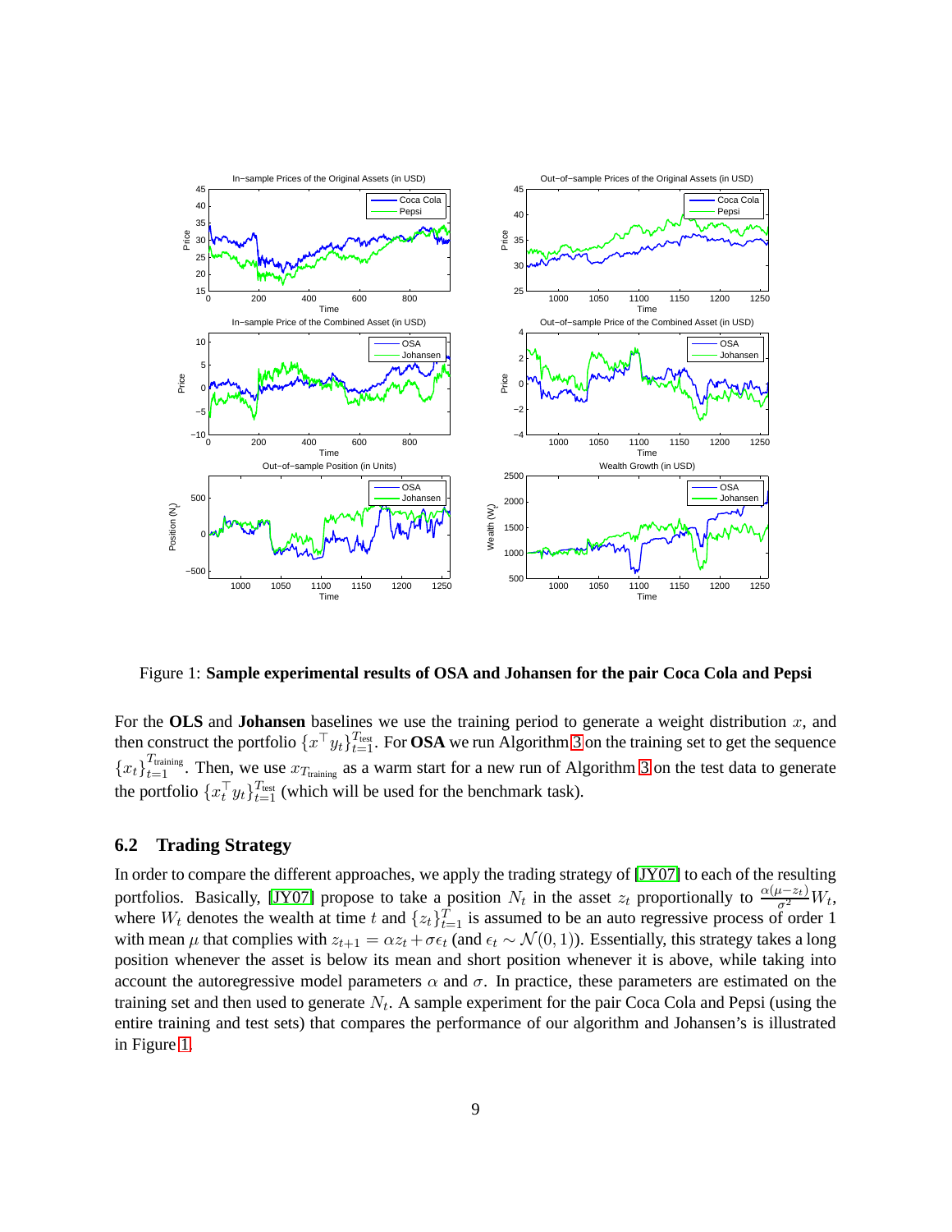In−sample Prices of the Original Assets (in USD)

Coca Cola
Pepsi

Price

Time

Out−of−sample Prices of the Original Assets (in USD)

Coca Cola
Pepsi

Price

Time

In−sample Price of the Combined Asset (in USD)

OSA
Johansen

Price

Time

Out−of−sample Price of the Combined Asset (in USD)

OSA
Johansen

Price

Time

Out−of−sample Position (in Units)

OSA
Johansen

Position ($N_t$)

Time

Wealth Growth (in USD)

OSA
Johansen

Wealth ($W_t$)

Time

Figure 1: **Sample experimental results of OSA and Johansen for the pair Coca Cola and Pepsi**

For the **OLS** and **Johansen** baselines we use the training period to generate a weight distribution $x$, and then construct the portfolio $\{x^\top y_t\}_{t=1}^{T_{\text{test}}}$. For **OSA** we run Algorithm 3 on the training set to get the sequence $\{x_t\}_{t=1}^{T_{\text{training}}}$. Then, we use $x_{T_{\text{training}}}$ as a warm start for a new run of Algorithm 3 on the test data to generate the portfolio $\{x_t^\top y_t\}_{t=1}^{T_{\text{test}}}$ (which will be used for the benchmark task).

## 6.2 Trading Strategy

In order to compare the different approaches, we apply the trading strategy of [JY07] to each of the resulting portfolios. Basically, [JY07] propose to take a position $N_t$ in the asset $z_t$ proportionally to $\frac{\alpha(\mu - z_t)}{\sigma^2} W_t$, where $W_t$ denotes the wealth at time $t$ and $\{z_t\}_{t=1}^{T}$ is assumed to be an auto regressive process of order 1 with mean $\mu$ that complies with $z_{t+1} = \alpha z_t + \sigma \epsilon_t$ (and $\epsilon_t \sim \mathcal{N}(0, 1)$). Essentially, this strategy takes a long position whenever the asset is below its mean and short position whenever it is above, while taking into account the autoregressive model parameters $\alpha$ and $\sigma$. In practice, these parameters are estimated on the training set and then used to generate $N_t$. A sample experiment for the pair Coca Cola and Pepsi (using the entire training and test sets) that compares the performance of our algorithm and Johansen's is illustrated in Figure 1.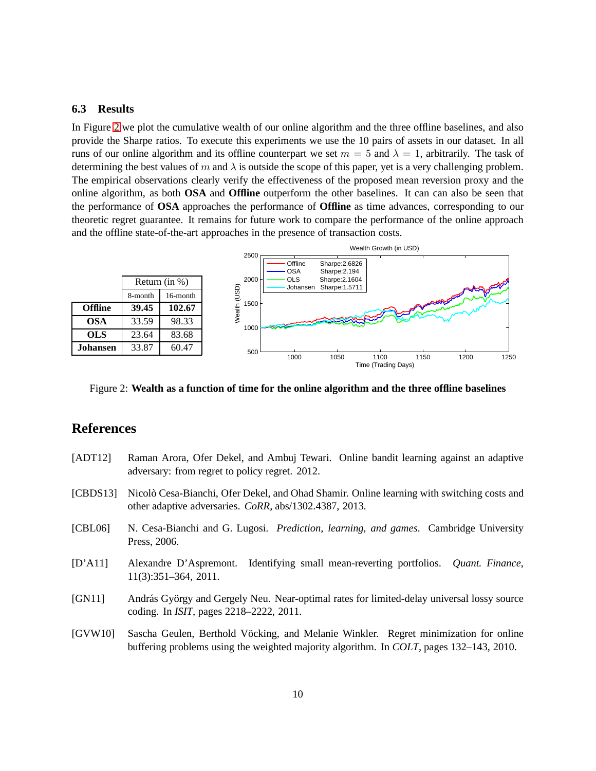### 6.3 Results

In Figure 2 we plot the cumulative wealth of our online algorithm and the three offline baselines, and also provide the Sharpe ratios. To execute this experiments we use the 10 pairs of assets in our dataset. In all runs of our online algorithm and its offline counterpart we set $m = 5$ and $\lambda = 1$, arbitrarily. The task of determining the best values of $m$ and $\lambda$ is outside the scope of this paper, yet is a very challenging problem. The empirical observations clearly verify the effectiveness of the proposed mean reversion proxy and the online algorithm, as both **OSA** and **Offline** outperform the other baselines. It can can also be seen that the performance of **OSA** approaches the performance of **Offline** as time advances, corresponding to our theoretic regret guarantee. It remains for future work to compare the performance of the online approach and the offline state-of-the-art approaches in the presence of transaction costs.

| | Return (in %) | |
|---|---|---|
| | 8-month | 16-month |
| **Offline** | **39.45** | **102.67** |
| **OSA** | 33.59 | 98.33 |
| **OLS** | 23.64 | 83.68 |
| **Johansen** | 33.87 | 60.47 |

Wealth Growth (in USD)

Offline Sharpe:2.6826
OSA Sharpe:2.194
OLS Sharpe:2.1604
Johansen Sharpe:1.5711

Wealth (USD)
2500
2000
1500
1000
500

Time (Trading Days)
1000 1050 1100 1150 1200 1250

Figure 2: **Wealth as a function of time for the online algorithm and the three offline baselines**

## References

[ADT12] Raman Arora, Ofer Dekel, and Ambuj Tewari. Online bandit learning against an adaptive adversary: from regret to policy regret. 2012.

[CBDS13] Nicolò Cesa-Bianchi, Ofer Dekel, and Ohad Shamir. Online learning with switching costs and other adaptive adversaries. *CoRR*, abs/1302.4387, 2013.

[CBL06] N. Cesa-Bianchi and G. Lugosi. *Prediction, learning, and games*. Cambridge University Press, 2006.

[D'A11] Alexandre D'Aspremont. Identifying small mean-reverting portfolios. *Quant. Finance*, 11(3):351–364, 2011.

[GN11] András György and Gergely Neu. Near-optimal rates for limited-delay universal lossy source coding. In *ISIT*, pages 2218–2222, 2011.

[GVW10] Sascha Geulen, Berthold Vöcking, and Melanie Winkler. Regret minimization for online buffering problems using the weighted majority algorithm. In *COLT*, pages 132–143, 2010.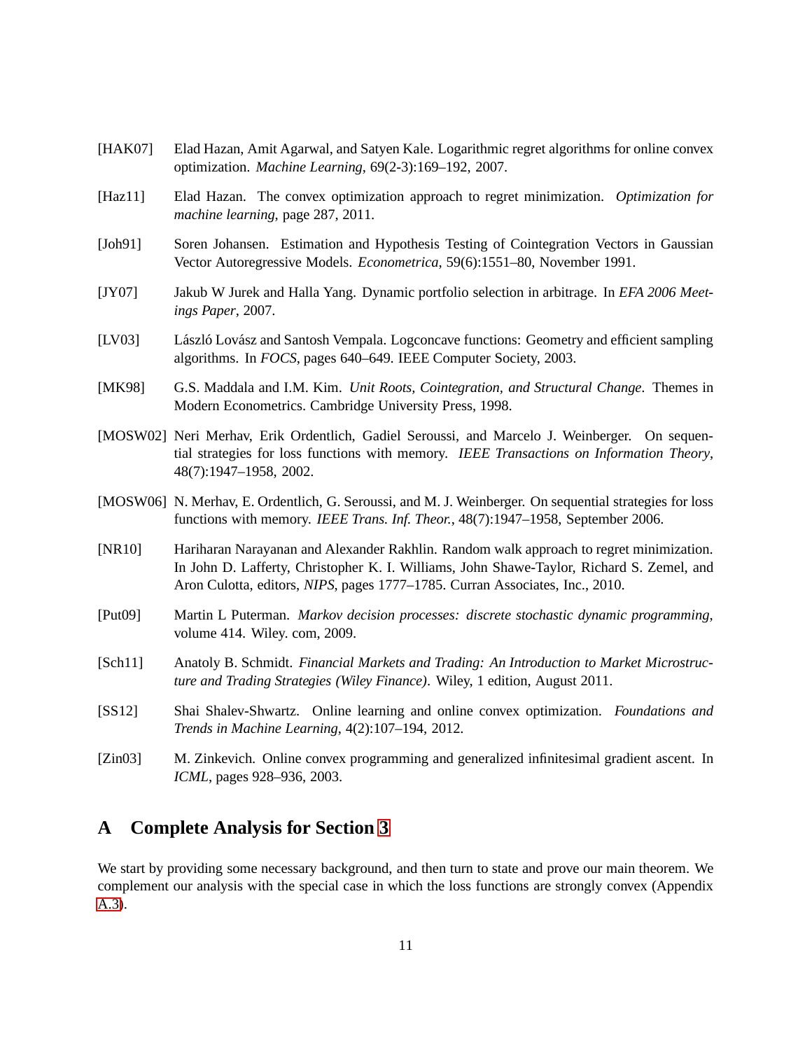[HAK07] Elad Hazan, Amit Agarwal, and Satyen Kale. Logarithmic regret algorithms for online convex optimization. *Machine Learning*, 69(2-3):169–192, 2007.

[Haz11] Elad Hazan. The convex optimization approach to regret minimization. *Optimization for machine learning*, page 287, 2011.

[Joh91] Soren Johansen. Estimation and Hypothesis Testing of Cointegration Vectors in Gaussian Vector Autoregressive Models. *Econometrica*, 59(6):1551–80, November 1991.

[JY07] Jakub W Jurek and Halla Yang. Dynamic portfolio selection in arbitrage. In *EFA 2006 Meetings Paper*, 2007.

[LV03] László Lovász and Santosh Vempala. Logconcave functions: Geometry and efficient sampling algorithms. In *FOCS*, pages 640–649. IEEE Computer Society, 2003.

[MK98] G.S. Maddala and I.M. Kim. *Unit Roots, Cointegration, and Structural Change*. Themes in Modern Econometrics. Cambridge University Press, 1998.

[MOSW02] Neri Merhav, Erik Ordentlich, Gadiel Seroussi, and Marcelo J. Weinberger. On sequential strategies for loss functions with memory. *IEEE Transactions on Information Theory*, 48(7):1947–1958, 2002.

[MOSW06] N. Merhav, E. Ordentlich, G. Seroussi, and M. J. Weinberger. On sequential strategies for loss functions with memory. *IEEE Trans. Inf. Theor.*, 48(7):1947–1958, September 2006.

[NR10] Hariharan Narayanan and Alexander Rakhlin. Random walk approach to regret minimization. In John D. Lafferty, Christopher K. I. Williams, John Shawe-Taylor, Richard S. Zemel, and Aron Culotta, editors, *NIPS*, pages 1777–1785. Curran Associates, Inc., 2010.

[Put09] Martin L Puterman. *Markov decision processes: discrete stochastic dynamic programming*, volume 414. Wiley. com, 2009.

[Sch11] Anatoly B. Schmidt. *Financial Markets and Trading: An Introduction to Market Microstructure and Trading Strategies (Wiley Finance)*. Wiley, 1 edition, August 2011.

[SS12] Shai Shalev-Shwartz. Online learning and online convex optimization. *Foundations and Trends in Machine Learning*, 4(2):107–194, 2012.

[Zin03] M. Zinkevich. Online convex programming and generalized infinitesimal gradient ascent. In *ICML*, pages 928–936, 2003.

# A Complete Analysis for Section 3

We start by providing some necessary background, and then turn to state and prove our main theorem. We complement our analysis with the special case in which the loss functions are strongly convex (Appendix A.3).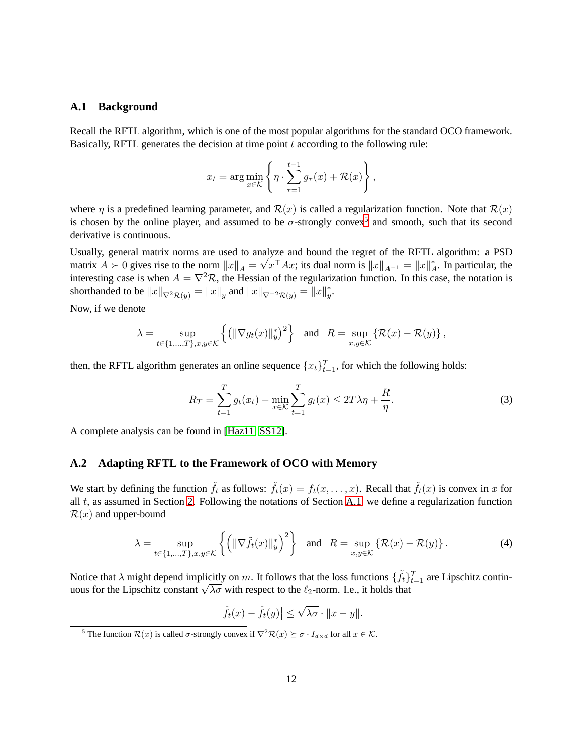### A.1 Background

Recall the RFTL algorithm, which is one of the most popular algorithms for the standard OCO framework. Basically, RFTL generates the decision at time point $t$ according to the following rule:

$$x_t = \arg\min_{x \in \mathcal{K}} \left\{ \eta \cdot \sum_{\tau=1}^{t-1} g_\tau(x) + \mathcal{R}(x) \right\},$$

where $\eta$ is a predefined learning parameter, and $\mathcal{R}(x)$ is called a regularization function. Note that $\mathcal{R}(x)$ is chosen by the online player, and assumed to be $\sigma$-strongly convex[5] and smooth, such that its second derivative is continuous.

Usually, general matrix norms are used to analyze and bound the regret of the RFTL algorithm: a PSD matrix $A \succ 0$ gives rise to the norm $\|x\|_A = \sqrt{x^\top A x}$; its dual norm is $\|x\|_{A^{-1}} = \|x\|_A^*$. In particular, the interesting case is when $A = \nabla^2 \mathcal{R}$, the Hessian of the regularization function. In this case, the notation is shorthanded to be $\|x\|_{\nabla^2 \mathcal{R}(y)} = \|x\|_y$ and $\|x\|_{\nabla^{-2} \mathcal{R}(y)} = \|x\|_y^*$.

Now, if we denote

$$\lambda = \sup_{t \in \{1,\ldots,T\}, x, y \in \mathcal{K}} \left\{ \left( \|\nabla g_t(x)\|_y^* \right)^2 \right\} \quad \text{and} \quad R = \sup_{x,y \in \mathcal{K}} \left\{ \mathcal{R}(x) - \mathcal{R}(y) \right\},$$

then, the RFTL algorithm generates an online sequence $\{x_t\}_{t=1}^T$, for which the following holds:

$$R_T = \sum_{t=1}^{T} g_t(x_t) - \min_{x \in \mathcal{K}} \sum_{t=1}^{T} g_t(x) \leq 2T\lambda\eta + \frac{R}{\eta}. \tag{3}$$

A complete analysis can be found in [Haz11, SS12].

### A.2 Adapting RFTL to the Framework of OCO with Memory

We start by defining the function $\tilde{f}_t$ as follows: $\tilde{f}_t(x) = f_t(x, \ldots, x)$. Recall that $\tilde{f}_t(x)$ is convex in $x$ for all $t$, as assumed in Section 2. Following the notations of Section A.1, we define a regularization function $\mathcal{R}(x)$ and upper-bound

$$\lambda = \sup_{t \in \{1,\ldots,T\}, x, y \in \mathcal{K}} \left\{ \left( \|\nabla \tilde{f}_t(x)\|_y^* \right)^2 \right\} \quad \text{and} \quad R = \sup_{x,y \in \mathcal{K}} \left\{ \mathcal{R}(x) - \mathcal{R}(y) \right\}. \tag{4}$$

Notice that $\lambda$ might depend implicitly on $m$. It follows that the loss functions $\{\tilde{f}_t\}_{t=1}^T$ are Lipschitz continuous for the Lipschitz constant $\sqrt{\lambda\sigma}$ with respect to the $\ell_2$-norm. I.e., it holds that

$$\left| \tilde{f}_t(x) - \tilde{f}_t(y) \right| \leq \sqrt{\lambda\sigma} \cdot \|x - y\|.$$

[5] The function $\mathcal{R}(x)$ is called $\sigma$-strongly convex if $\nabla^2 \mathcal{R}(x) \succeq \sigma \cdot I_{d \times d}$ for all $x \in \mathcal{K}$.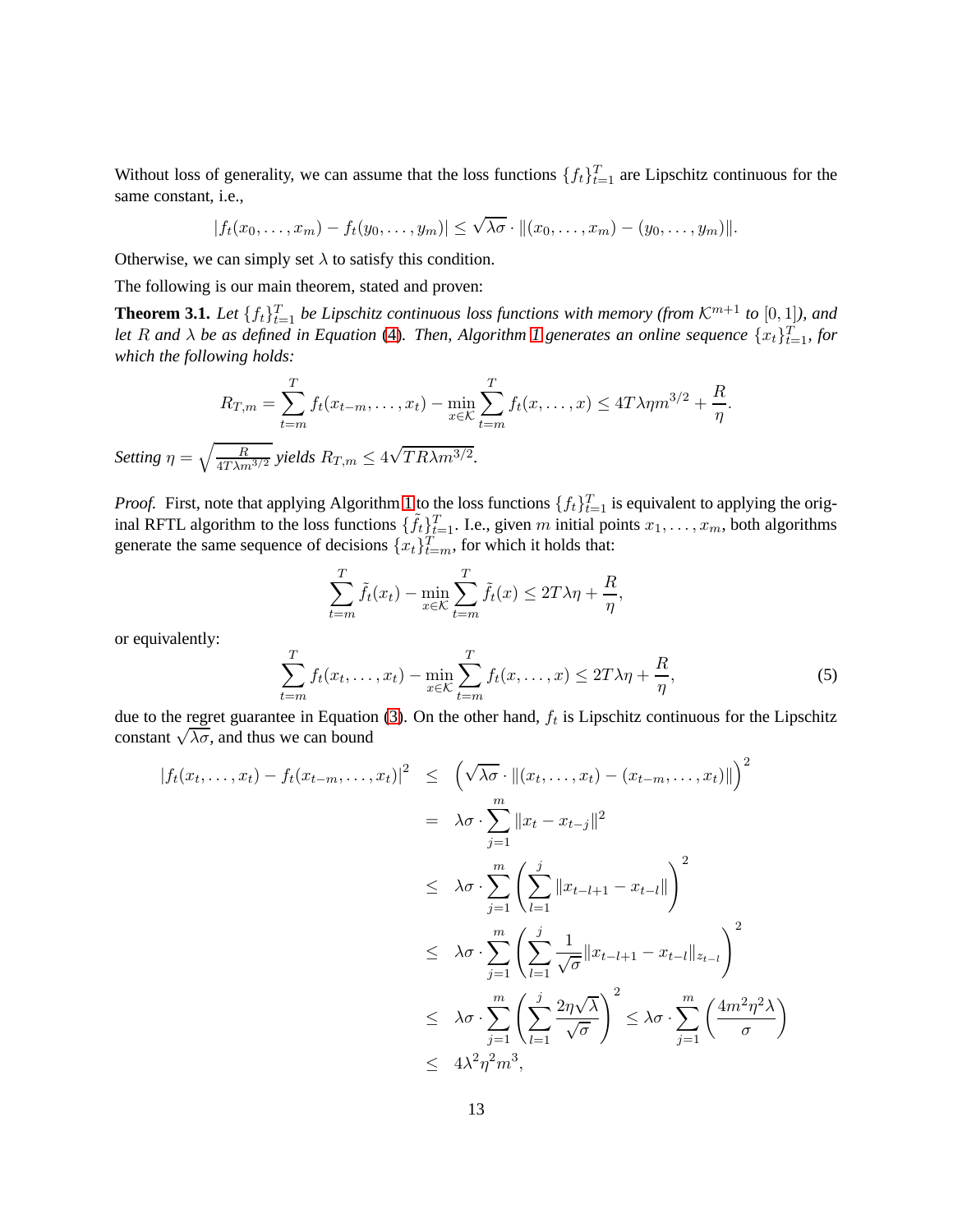Without loss of generality, we can assume that the loss functions $\{f_t\}_{t=1}^T$ are Lipschitz continuous for the same constant, i.e.,

$$|f_t(x_0, \ldots, x_m) - f_t(y_0, \ldots, y_m)| \leq \sqrt{\lambda\sigma} \cdot \|(x_0, \ldots, x_m) - (y_0, \ldots, y_m)\|.$$

Otherwise, we can simply set $\lambda$ to satisfy this condition.

The following is our main theorem, stated and proven:

**Theorem 3.1.** *Let $\{f_t\}_{t=1}^T$ be Lipschitz continuous loss functions with memory (from $\mathcal{K}^{m+1}$ to $[0,1]$), and let $R$ and $\lambda$ be as defined in Equation (4). Then, Algorithm 1 generates an online sequence $\{x_t\}_{t=1}^T$, for which the following holds:*

$$R_{T,m} = \sum_{t=m}^{T} f_t(x_{t-m}, \ldots, x_t) - \min_{x \in \mathcal{K}} \sum_{t=m}^{T} f_t(x, \ldots, x) \leq 4T\lambda\eta m^{3/2} + \frac{R}{\eta}.$$

*Setting $\eta = \sqrt{\frac{R}{4T\lambda m^{3/2}}}$ yields $R_{T,m} \leq 4\sqrt{TR\lambda m^{3/2}}$.*

*Proof.* First, note that applying Algorithm 1 to the loss functions $\{f_t\}_{t=1}^T$ is equivalent to applying the original RFTL algorithm to the loss functions $\{\tilde{f}_t\}_{t=1}^T$. I.e., given $m$ initial points $x_1, \ldots, x_m$, both algorithms generate the same sequence of decisions $\{x_t\}_{t=m}^T$, for which it holds that:

$$\sum_{t=m}^{T} \tilde{f}_t(x_t) - \min_{x \in \mathcal{K}} \sum_{t=m}^{T} \tilde{f}_t(x) \leq 2T\lambda\eta + \frac{R}{\eta},$$

or equivalently:

$$\sum_{t=m}^{T} f_t(x_t, \ldots, x_t) - \min_{x \in \mathcal{K}} \sum_{t=m}^{T} f_t(x, \ldots, x) \leq 2T\lambda\eta + \frac{R}{\eta}, \tag{5}$$

due to the regret guarantee in Equation (3). On the other hand, $f_t$ is Lipschitz continuous for the Lipschitz constant $\sqrt{\lambda\sigma}$, and thus we can bound

$$\begin{aligned}
|f_t(x_t, \ldots, x_t) - f_t(x_{t-m}, \ldots, x_t)|^2 &\leq \left(\sqrt{\lambda\sigma} \cdot \|(x_t, \ldots, x_t) - (x_{t-m}, \ldots, x_t)\|\right)^2 \\
&= \lambda\sigma \cdot \sum_{j=1}^{m} \|x_t - x_{t-j}\|^2 \\
&\leq \lambda\sigma \cdot \sum_{j=1}^{m} \left(\sum_{l=1}^{j} \|x_{t-l+1} - x_{t-l}\|\right)^2 \\
&\leq \lambda\sigma \cdot \sum_{j=1}^{m} \left(\sum_{l=1}^{j} \frac{1}{\sqrt{\sigma}} \|x_{t-l+1} - x_{t-l}\|_{z_{t-l}}\right)^2 \\
&\leq \lambda\sigma \cdot \sum_{j=1}^{m} \left(\sum_{l=1}^{j} \frac{2\eta\sqrt{\lambda}}{\sqrt{\sigma}}\right)^2 \leq \lambda\sigma \cdot \sum_{j=1}^{m} \left(\frac{4m^2\eta^2\lambda}{\sigma}\right) \\
&\leq 4\lambda^2\eta^2 m^3,
\end{aligned}$$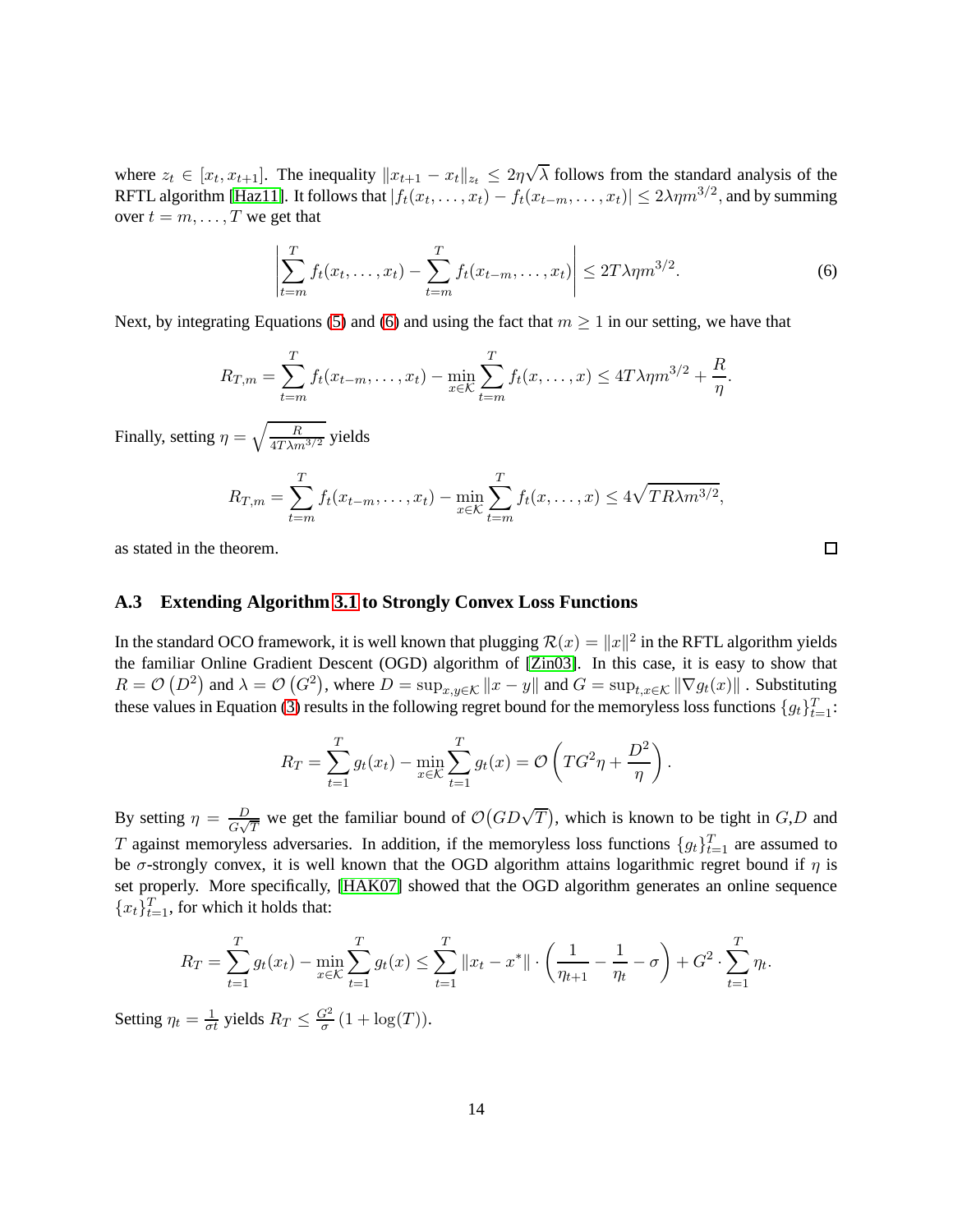where $z_t \in [x_t, x_{t+1}]$. The inequality $\|x_{t+1} - x_t\|_{z_t} \leq 2\eta\sqrt{\lambda}$ follows from the standard analysis of the RFTL algorithm [Haz11]. It follows that $|f_t(x_t, \ldots, x_t) - f_t(x_{t-m}, \ldots, x_t)| \leq 2\lambda\eta m^{3/2}$, and by summing over $t = m, \ldots, T$ we get that

$$\left| \sum_{t=m}^{T} f_t(x_t, \ldots, x_t) - \sum_{t=m}^{T} f_t(x_{t-m}, \ldots, x_t) \right| \leq 2T\lambda\eta m^{3/2}. \tag{6}$$

Next, by integrating Equations (5) and (6) and using the fact that $m \geq 1$ in our setting, we have that

$$R_{T,m} = \sum_{t=m}^{T} f_t(x_{t-m}, \ldots, x_t) - \min_{x \in \mathcal{K}} \sum_{t=m}^{T} f_t(x, \ldots, x) \leq 4T\lambda\eta m^{3/2} + \frac{R}{\eta}.$$

Finally, setting $\eta = \sqrt{\frac{R}{4T\lambda m^{3/2}}}$ yields

$$R_{T,m} = \sum_{t=m}^{T} f_t(x_{t-m}, \ldots, x_t) - \min_{x \in \mathcal{K}} \sum_{t=m}^{T} f_t(x, \ldots, x) \leq 4\sqrt{TR\lambda m^{3/2}},$$

as stated in the theorem. □

### A.3 Extending Algorithm 3.1 to Strongly Convex Loss Functions

In the standard OCO framework, it is well known that plugging $\mathcal{R}(x) = \|x\|^2$ in the RFTL algorithm yields the familiar Online Gradient Descent (OGD) algorithm of [Zin03]. In this case, it is easy to show that $R = \mathcal{O}\left(D^2\right)$ and $\lambda = \mathcal{O}\left(G^2\right)$, where $D = \sup_{x,y \in \mathcal{K}} \|x - y\|$ and $G = \sup_{t, x \in \mathcal{K}} \|\nabla g_t(x)\|$ . Substituting these values in Equation (3) results in the following regret bound for the memoryless loss functions $\{g_t\}_{t=1}^{T}$:

$$R_T = \sum_{t=1}^{T} g_t(x_t) - \min_{x \in \mathcal{K}} \sum_{t=1}^{T} g_t(x) = \mathcal{O}\left(TG^2\eta + \frac{D^2}{\eta}\right).$$

By setting $\eta = \frac{D}{G\sqrt{T}}$ we get the familiar bound of $\mathcal{O}\big(GD\sqrt{T}\big)$, which is known to be tight in $G$,$D$ and $T$ against memoryless adversaries. In addition, if the memoryless loss functions $\{g_t\}_{t=1}^{T}$ are assumed to be $\sigma$-strongly convex, it is well known that the OGD algorithm attains logarithmic regret bound if $\eta$ is set properly. More specifically, [HAK07] showed that the OGD algorithm generates an online sequence $\{x_t\}_{t=1}^{T}$, for which it holds that:

$$R_T = \sum_{t=1}^{T} g_t(x_t) - \min_{x \in \mathcal{K}} \sum_{t=1}^{T} g_t(x) \leq \sum_{t=1}^{T} \|x_t - x^*\| \cdot \left(\frac{1}{\eta_{t+1}} - \frac{1}{\eta_t} - \sigma\right) + G^2 \cdot \sum_{t=1}^{T} \eta_t.$$

Setting $\eta_t = \frac{1}{\sigma t}$ yields $R_T \leq \frac{G^2}{\sigma}\left(1 + \log(T)\right)$.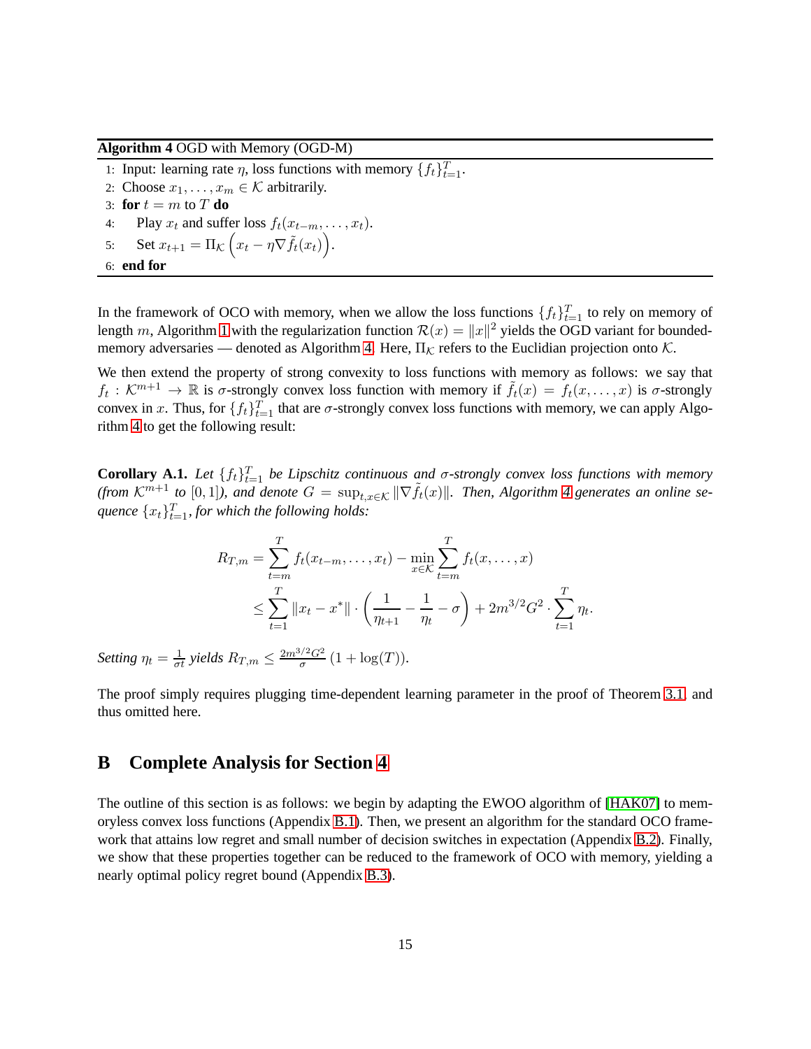**Algorithm 4** OGD with Memory (OGD-M)

1: Input: learning rate $\eta$, loss functions with memory $\{f_t\}_{t=1}^T$.
2: Choose $x_1, \ldots, x_m \in \mathcal{K}$ arbitrarily.
3: **for** $t = m$ to $T$ **do**
4: Play $x_t$ and suffer loss $f_t(x_{t-m}, \ldots, x_t)$.
5: Set $x_{t+1} = \Pi_{\mathcal{K}}\left(x_t - \eta \nabla \tilde{f}_t(x_t)\right)$.
6: **end for**

In the framework of OCO with memory, when we allow the loss functions $\{f_t\}_{t=1}^T$ to rely on memory of length $m$, Algorithm 1 with the regularization function $\mathcal{R}(x) = \|x\|^2$ yields the OGD variant for bounded-memory adversaries — denoted as Algorithm 4. Here, $\Pi_{\mathcal{K}}$ refers to the Euclidian projection onto $\mathcal{K}$.

We then extend the property of strong convexity to loss functions with memory as follows: we say that $f_t : \mathcal{K}^{m+1} \to \mathbb{R}$ is $\sigma$-strongly convex loss function with memory if $\tilde{f}_t(x) = f_t(x, \ldots, x)$ is $\sigma$-strongly convex in $x$. Thus, for $\{f_t\}_{t=1}^T$ that are $\sigma$-strongly convex loss functions with memory, we can apply Algorithm 4 to get the following result:

**Corollary A.1.** *Let $\{f_t\}_{t=1}^T$ be Lipschitz continuous and $\sigma$-strongly convex loss functions with memory (from $\mathcal{K}^{m+1}$ to $[0, 1]$), and denote $G = \sup_{t, x \in \mathcal{K}} \|\nabla \tilde{f}_t(x)\|$. Then, Algorithm 4 generates an online sequence $\{x_t\}_{t=1}^T$, for which the following holds:*

$$
\begin{aligned}
R_{T,m} &= \sum_{t=m}^{T} f_t(x_{t-m}, \ldots, x_t) - \min_{x \in \mathcal{K}} \sum_{t=m}^{T} f_t(x, \ldots, x) \\
&\leq \sum_{t=1}^{T} \|x_t - x^*\| \cdot \left( \frac{1}{\eta_{t+1}} - \frac{1}{\eta_t} - \sigma \right) + 2m^{3/2} G^2 \cdot \sum_{t=1}^{T} \eta_t.
\end{aligned}
$$

*Setting $\eta_t = \frac{1}{\sigma t}$ yields $R_{T,m} \leq \frac{2m^{3/2}G^2}{\sigma} (1 + \log(T))$.*

The proof simply requires plugging time-dependent learning parameter in the proof of Theorem 3.1 and thus omitted here.

# B Complete Analysis for Section 4

The outline of this section is as follows: we begin by adapting the EWOO algorithm of [HAK07] to memoryless convex loss functions (Appendix B.1). Then, we present an algorithm for the standard OCO framework that attains low regret and small number of decision switches in expectation (Appendix B.2). Finally, we show that these properties together can be reduced to the framework of OCO with memory, yielding a nearly optimal policy regret bound (Appendix B.3).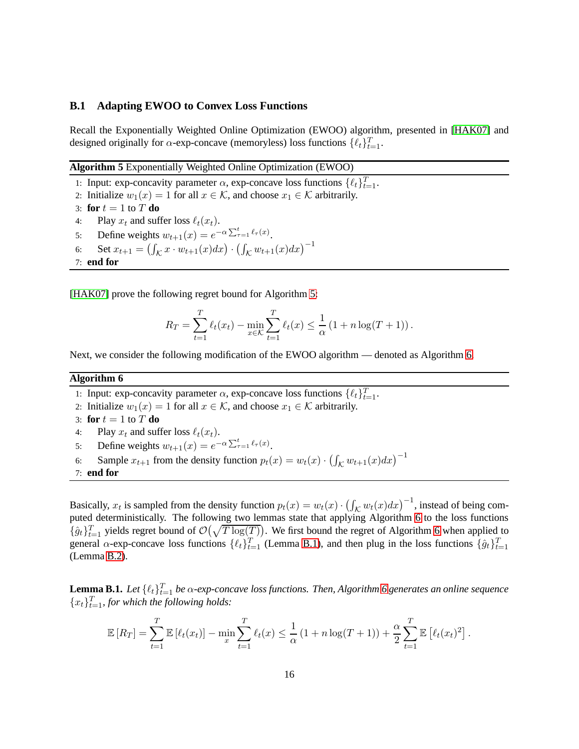### B.1 Adapting EWOO to Convex Loss Functions

Recall the Exponentially Weighted Online Optimization (EWOO) algorithm, presented in [HAK07] and designed originally for $\alpha$-exp-concave (memoryless) loss functions $\{\ell_t\}_{t=1}^T$.

**Algorithm 5** Exponentially Weighted Online Optimization (EWOO)

1: Input: exp-concavity parameter $\alpha$, exp-concave loss functions $\{\ell_t\}_{t=1}^T$.
2: Initialize $w_1(x) = 1$ for all $x \in \mathcal{K}$, and choose $x_1 \in \mathcal{K}$ arbitrarily.
3: **for** $t = 1$ to $T$ **do**
4: Play $x_t$ and suffer loss $\ell_t(x_t)$.
5: Define weights $w_{t+1}(x) = e^{-\alpha \sum_{\tau=1}^t \ell_\tau(x)}$.
6: Set $x_{t+1} = \left(\int_{\mathcal{K}} x \cdot w_{t+1}(x) dx\right) \cdot \left(\int_{\mathcal{K}} w_{t+1}(x) dx\right)^{-1}$
7: **end for**

[HAK07] prove the following regret bound for Algorithm 5:

$$R_T = \sum_{t=1}^T \ell_t(x_t) - \min_{x \in \mathcal{K}} \sum_{t=1}^T \ell_t(x) \leq \frac{1}{\alpha}\left(1 + n \log(T+1)\right).$$

Next, we consider the following modification of the EWOO algorithm — denoted as Algorithm 6.

**Algorithm 6**

1: Input: exp-concavity parameter $\alpha$, exp-concave loss functions $\{\ell_t\}_{t=1}^T$.
2: Initialize $w_1(x) = 1$ for all $x \in \mathcal{K}$, and choose $x_1 \in \mathcal{K}$ arbitrarily.
3: **for** $t = 1$ to $T$ **do**
4: Play $x_t$ and suffer loss $\ell_t(x_t)$.
5: Define weights $w_{t+1}(x) = e^{-\alpha \sum_{\tau=1}^t \ell_\tau(x)}$.
6: Sample $x_{t+1}$ from the density function $p_t(x) = w_t(x) \cdot \left(\int_{\mathcal{K}} w_{t+1}(x) dx\right)^{-1}$
7: **end for**

Basically, $x_t$ is sampled from the density function $p_t(x) = w_t(x) \cdot \left(\int_{\mathcal{K}} w_t(x) dx\right)^{-1}$, instead of being computed deterministically. The following two lemmas state that applying Algorithm 6 to the loss functions $\{\hat{g}_t\}_{t=1}^T$ yields regret bound of $\mathcal{O}\left(\sqrt{T \log(T)}\right)$. We first bound the regret of Algorithm 6 when applied to general $\alpha$-exp-concave loss functions $\{\ell_t\}_{t=1}^T$ (Lemma B.1), and then plug in the loss functions $\{\hat{g}_t\}_{t=1}^T$ (Lemma B.2).

**Lemma B.1.** *Let $\{\ell_t\}_{t=1}^T$ be $\alpha$-exp-concave loss functions. Then, Algorithm 6 generates an online sequence $\{x_t\}_{t=1}^T$, for which the following holds:*

$$\mathbb{E}\left[R_T\right] = \sum_{t=1}^T \mathbb{E}\left[\ell_t(x_t)\right] - \min_x \sum_{t=1}^T \ell_t(x) \leq \frac{1}{\alpha}\left(1 + n \log(T+1)\right) + \frac{\alpha}{2} \sum_{t=1}^T \mathbb{E}\left[\ell_t(x_t)^2\right].$$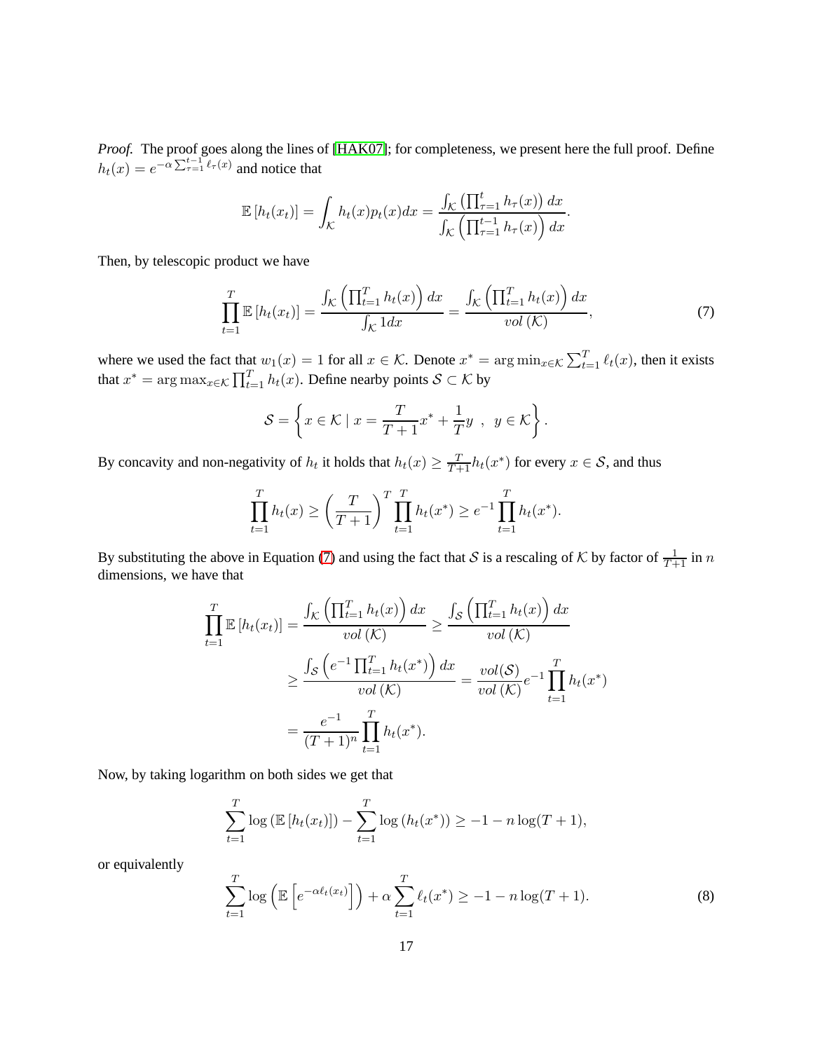*Proof.* The proof goes along the lines of [HAK07]; for completeness, we present here the full proof. Define $h_t(x) = e^{-\alpha \sum_{\tau=1}^{t-1} \ell_\tau(x)}$ and notice that

$$\mathbb{E}\left[h_t(x_t)\right] = \int_{\mathcal{K}} h_t(x) p_t(x) dx = \frac{\int_{\mathcal{K}} \left(\prod_{\tau=1}^{t} h_\tau(x)\right) dx}{\int_{\mathcal{K}} \left(\prod_{\tau=1}^{t-1} h_\tau(x)\right) dx}.$$

Then, by telescopic product we have

$$\prod_{t=1}^{T} \mathbb{E}\left[h_t(x_t)\right] = \frac{\int_{\mathcal{K}} \left(\prod_{t=1}^{T} h_t(x)\right) dx}{\int_{\mathcal{K}} 1 dx} = \frac{\int_{\mathcal{K}} \left(\prod_{t=1}^{T} h_t(x)\right) dx}{vol\left(\mathcal{K}\right)}, \tag{7}$$

where we used the fact that $w_1(x) = 1$ for all $x \in \mathcal{K}$. Denote $x^* = \arg\min_{x \in \mathcal{K}} \sum_{t=1}^{T} \ell_t(x)$, then it exists that $x^* = \arg\max_{x \in \mathcal{K}} \prod_{t=1}^{T} h_t(x)$. Define nearby points $\mathcal{S} \subset \mathcal{K}$ by

$$\mathcal{S} = \left\{ x \in \mathcal{K} \mid x = \frac{T}{T+1} x^* + \frac{1}{T} y \ \ , \ \ y \in \mathcal{K} \right\}.$$

By concavity and non-negativity of $h_t$ it holds that $h_t(x) \geq \frac{T}{T+1} h_t(x^*)$ for every $x \in \mathcal{S}$, and thus

$$\prod_{t=1}^{T} h_t(x) \geq \left(\frac{T}{T+1}\right)^T \prod_{t=1}^{T} h_t(x^*) \geq e^{-1} \prod_{t=1}^{T} h_t(x^*).$$

By substituting the above in Equation (7) and using the fact that $\mathcal{S}$ is a rescaling of $\mathcal{K}$ by factor of $\frac{1}{T+1}$ in $n$ dimensions, we have that

$$\begin{aligned}
\prod_{t=1}^{T} \mathbb{E}\left[h_t(x_t)\right] &= \frac{\int_{\mathcal{K}} \left(\prod_{t=1}^{T} h_t(x)\right) dx}{vol\left(\mathcal{K}\right)} \geq \frac{\int_{\mathcal{S}} \left(\prod_{t=1}^{T} h_t(x)\right) dx}{vol\left(\mathcal{K}\right)} \\
&\geq \frac{\int_{\mathcal{S}} \left(e^{-1} \prod_{t=1}^{T} h_t(x^*)\right) dx}{vol\left(\mathcal{K}\right)} = \frac{vol(\mathcal{S})}{vol\left(\mathcal{K}\right)} e^{-1} \prod_{t=1}^{T} h_t(x^*) \\
&= \frac{e^{-1}}{(T+1)^n} \prod_{t=1}^{T} h_t(x^*).
\end{aligned}$$

Now, by taking logarithm on both sides we get that

$$\sum_{t=1}^{T} \log\left(\mathbb{E}\left[h_t(x_t)\right]\right) - \sum_{t=1}^{T} \log\left(h_t(x^*)\right) \geq -1 - n\log(T+1),$$

or equivalently

$$\sum_{t=1}^{T} \log\left(\mathbb{E}\left[e^{-\alpha \ell_t(x_t)}\right]\right) + \alpha \sum_{t=1}^{T} \ell_t(x^*) \geq -1 - n\log(T+1). \tag{8}$$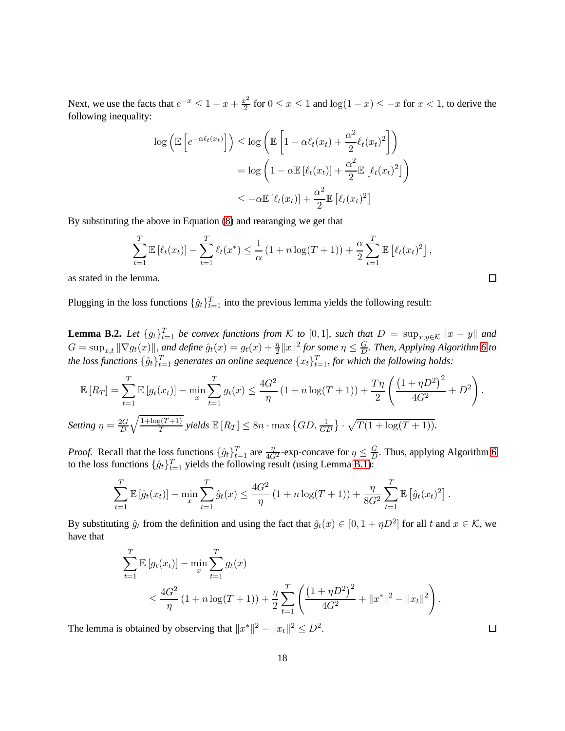Next, we use the facts that $e^{-x} \leq 1 - x + \frac{x^2}{2}$ for $0 \leq x \leq 1$ and $\log(1-x) \leq -x$ for $x < 1$, to derive the following inequality:

$$
\begin{aligned}
\log\left(\mathbb{E}\left[e^{-\alpha \ell_t(x_t)}\right]\right) &\leq \log\left(\mathbb{E}\left[1 - \alpha \ell_t(x_t) + \frac{\alpha^2}{2}\ell_t(x_t)^2\right]\right) \\
&= \log\left(1 - \alpha \mathbb{E}\left[\ell_t(x_t)\right] + \frac{\alpha^2}{2}\mathbb{E}\left[\ell_t(x_t)^2\right]\right) \\
&\leq -\alpha \mathbb{E}\left[\ell_t(x_t)\right] + \frac{\alpha^2}{2}\mathbb{E}\left[\ell_t(x_t)^2\right]
\end{aligned}
$$

By substituting the above in Equation (8) and rearanging we get that

$$
\sum_{t=1}^{T} \mathbb{E}\left[\ell_t(x_t)\right] - \sum_{t=1}^{T} \ell_t(x^*) \leq \frac{1}{\alpha}\left(1 + n\log(T+1)\right) + \frac{\alpha}{2}\sum_{t=1}^{T}\mathbb{E}\left[\ell_t(x_t)^2\right],
$$

as stated in the lemma. □

Plugging in the loss functions $\{\hat{g}_t\}_{t=1}^T$ into the previous lemma yields the following result:

**Lemma B.2.** *Let $\{g_t\}_{t=1}^T$ be convex functions from $\mathcal{K}$ to $[0,1]$, such that $D = \sup_{x,y\in\mathcal{K}} \|x - y\|$ and $G = \sup_{x,t} \|\nabla g_t(x)\|$, and define $\hat{g}_t(x) = g_t(x) + \frac{\eta}{2}\|x\|^2$ for some $\eta \leq \frac{G}{D}$. Then, Applying Algorithm 6 to the loss functions $\{\hat{g}_t\}_{t=1}^T$ generates an online sequence $\{x_t\}_{t=1}^T$, for which the following holds:*

$$
\mathbb{E}\left[R_T\right] = \sum_{t=1}^{T}\mathbb{E}\left[g_t(x_t)\right] - \min_{x}\sum_{t=1}^{T} g_t(x) \leq \frac{4G^2}{\eta}\left(1 + n\log(T+1)\right) + \frac{T\eta}{2}\left(\frac{\left(1+\eta D^2\right)^2}{4G^2} + D^2\right).
$$

*Setting $\eta = \frac{2G}{D}\sqrt{\frac{1+\log(T+1)}{T}}$ yields $\mathbb{E}\left[R_T\right] \leq 8n \cdot \max\left\{GD, \frac{1}{GD}\right\} \cdot \sqrt{T(1+\log(T+1))}$.*

*Proof.* Recall that the loss functions $\{\hat{g}_t\}_{t=1}^T$ are $\frac{\eta}{4G^2}$-exp-concave for $\eta \leq \frac{G}{D}$. Thus, applying Algorithm 6 to the loss functions $\{\hat{g}_t\}_{t=1}^T$ yields the following result (using Lemma B.1):

$$
\sum_{t=1}^{T}\mathbb{E}\left[\hat{g}_t(x_t)\right] - \min_{x}\sum_{t=1}^{T}\hat{g}_t(x) \leq \frac{4G^2}{\eta}\left(1 + n\log(T+1)\right) + \frac{\eta}{8G^2}\sum_{t=1}^{T}\mathbb{E}\left[\hat{g}_t(x_t)^2\right].
$$

By substituting $\hat{g}_t$ from the definition and using the fact that $\hat{g}_t(x) \in [0, 1+\eta D^2]$ for all $t$ and $x \in \mathcal{K}$, we have that

$$
\begin{aligned}
&\sum_{t=1}^{T}\mathbb{E}\left[g_t(x_t)\right] - \min_{x}\sum_{t=1}^{T} g_t(x) \\
&\quad \leq \frac{4G^2}{\eta}\left(1 + n\log(T+1)\right) + \frac{\eta}{2}\sum_{t=1}^{T}\left(\frac{\left(1+\eta D^2\right)^2}{4G^2} + \|x^*\|^2 - \|x_t\|^2\right).
\end{aligned}
$$

The lemma is obtained by observing that $\|x^*\|^2 - \|x_t\|^2 \leq D^2$. □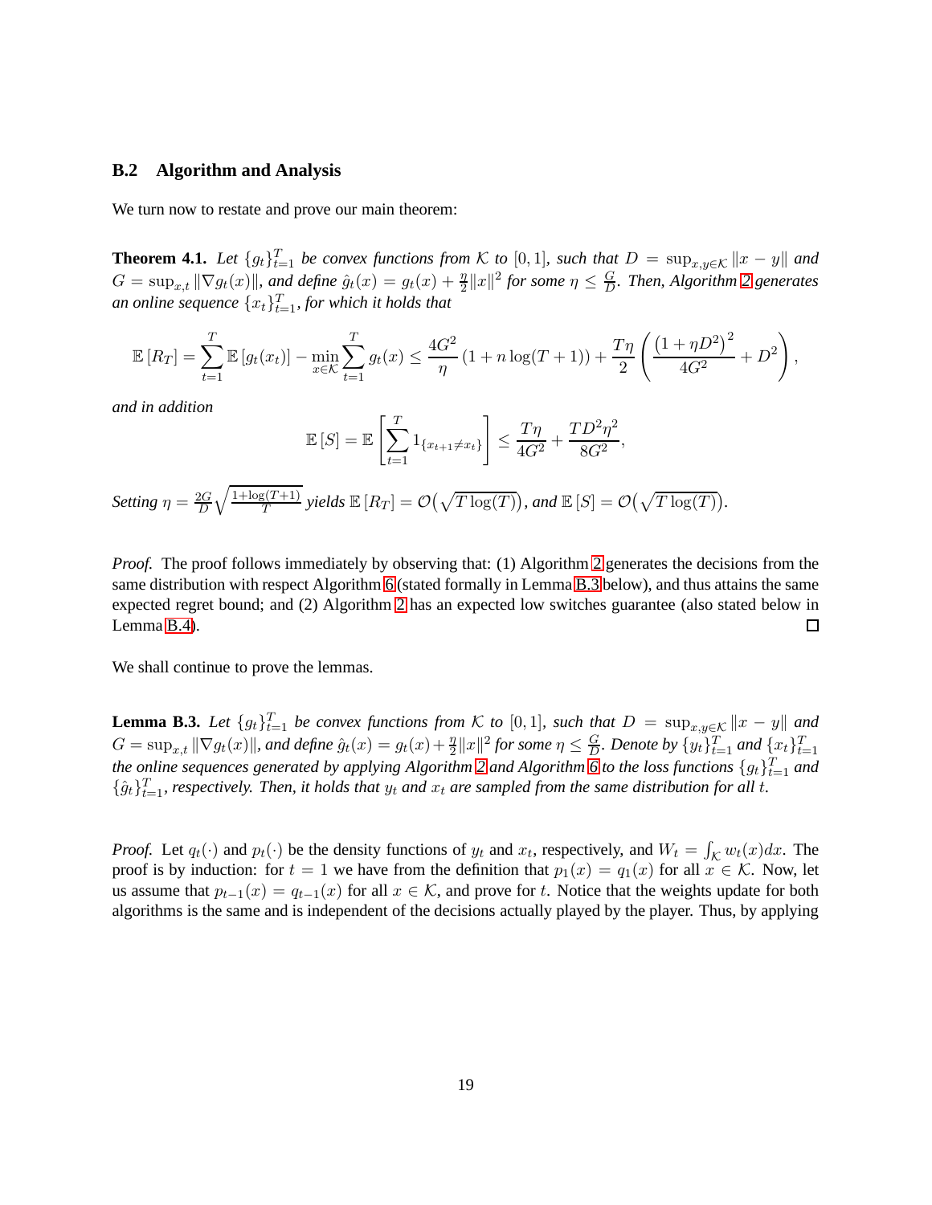## B.2 Algorithm and Analysis

We turn now to restate and prove our main theorem:

**Theorem 4.1.** *Let $\{g_t\}_{t=1}^T$ be convex functions from $\mathcal{K}$ to $[0,1]$, such that $D = \sup_{x,y\in\mathcal{K}} \|x-y\|$ and $G = \sup_{x,t} \|\nabla g_t(x)\|$, and define $\hat{g}_t(x) = g_t(x) + \frac{\eta}{2}\|x\|^2$ for some $\eta \leq \frac{G}{D}$. Then, Algorithm 2 generates an online sequence $\{x_t\}_{t=1}^T$, for which it holds that*

$$\mathbb{E}\left[R_T\right] = \sum_{t=1}^T \mathbb{E}\left[g_t(x_t)\right] - \min_{x\in\mathcal{K}} \sum_{t=1}^T g_t(x) \leq \frac{4G^2}{\eta}\left(1 + n\log(T+1)\right) + \frac{T\eta}{2}\left(\frac{\left(1+\eta D^2\right)^2}{4G^2} + D^2\right),$$

*and in addition*

$$\mathbb{E}\left[S\right] = \mathbb{E}\left[\sum_{t=1}^T 1_{\{x_{t+1}\neq x_t\}}\right] \leq \frac{T\eta}{4G^2} + \frac{TD^2\eta^2}{8G^2},$$

*Setting $\eta = \frac{2G}{D}\sqrt{\frac{1+\log(T+1)}{T}}$ yields $\mathbb{E}\left[R_T\right] = \mathcal{O}\left(\sqrt{T\log(T)}\right)$, and $\mathbb{E}\left[S\right] = \mathcal{O}\left(\sqrt{T\log(T)}\right)$.*

*Proof.* The proof follows immediately by observing that: (1) Algorithm 2 generates the decisions from the same distribution with respect Algorithm 6 (stated formally in Lemma B.3 below), and thus attains the same expected regret bound; and (2) Algorithm 2 has an expected low switches guarantee (also stated below in Lemma B.4). □

We shall continue to prove the lemmas.

**Lemma B.3.** *Let $\{g_t\}_{t=1}^T$ be convex functions from $\mathcal{K}$ to $[0,1]$, such that $D = \sup_{x,y\in\mathcal{K}} \|x-y\|$ and $G = \sup_{x,t} \|\nabla g_t(x)\|$, and define $\hat{g}_t(x) = g_t(x) + \frac{\eta}{2}\|x\|^2$ for some $\eta \leq \frac{G}{D}$. Denote by $\{y_t\}_{t=1}^T$ and $\{x_t\}_{t=1}^T$ the online sequences generated by applying Algorithm 2 and Algorithm 6 to the loss functions $\{g_t\}_{t=1}^T$ and $\{\hat{g}_t\}_{t=1}^T$, respectively. Then, it holds that $y_t$ and $x_t$ are sampled from the same distribution for all $t$.*

*Proof.* Let $q_t(\cdot)$ and $p_t(\cdot)$ be the density functions of $y_t$ and $x_t$, respectively, and $W_t = \int_{\mathcal{K}} w_t(x)dx$. The proof is by induction: for $t = 1$ we have from the definition that $p_1(x) = q_1(x)$ for all $x \in \mathcal{K}$. Now, let us assume that $p_{t-1}(x) = q_{t-1}(x)$ for all $x \in \mathcal{K}$, and prove for $t$. Notice that the weights update for both algorithms is the same and is independent of the decisions actually played by the player. Thus, by applying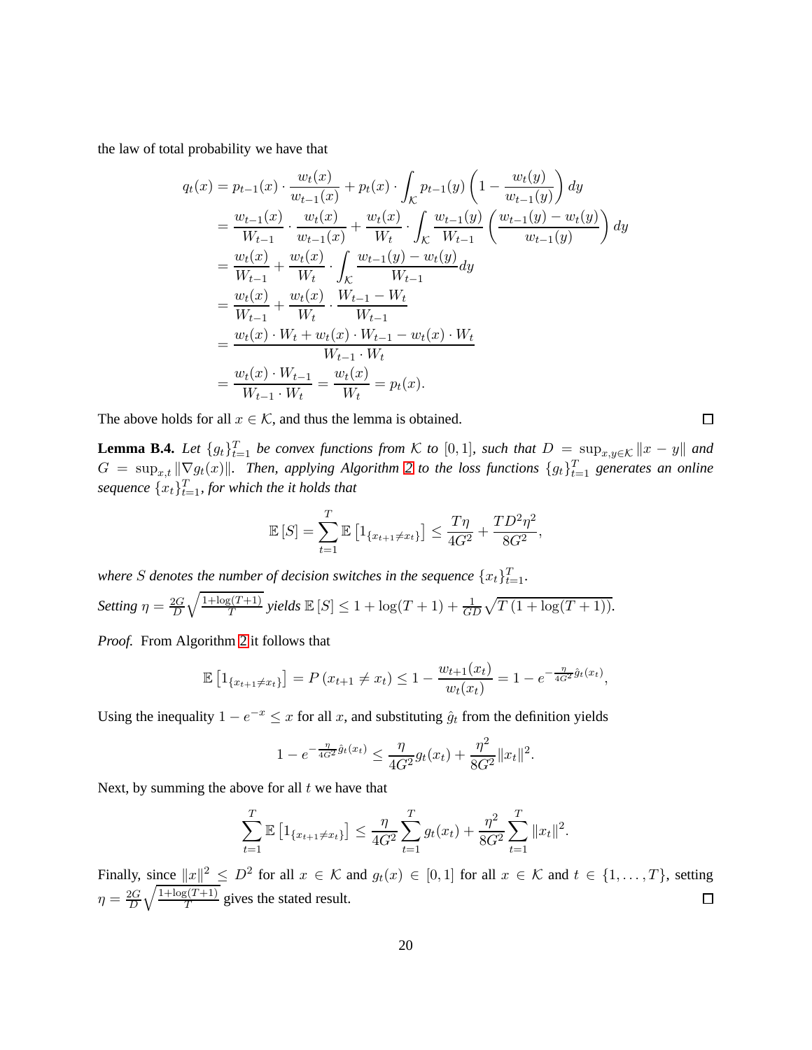the law of total probability we have that

$$
\begin{aligned}
q_t(x) &= p_{t-1}(x) \cdot \frac{w_t(x)}{w_{t-1}(x)} + p_t(x) \cdot \int_{\mathcal{K}} p_{t-1}(y) \left(1 - \frac{w_t(y)}{w_{t-1}(y)}\right) dy \\
&= \frac{w_{t-1}(x)}{W_{t-1}} \cdot \frac{w_t(x)}{w_{t-1}(x)} + \frac{w_t(x)}{W_t} \cdot \int_{\mathcal{K}} \frac{w_{t-1}(y)}{W_{t-1}} \left(\frac{w_{t-1}(y) - w_t(y)}{w_{t-1}(y)}\right) dy \\
&= \frac{w_t(x)}{W_{t-1}} + \frac{w_t(x)}{W_t} \cdot \int_{\mathcal{K}} \frac{w_{t-1}(y) - w_t(y)}{W_{t-1}} dy \\
&= \frac{w_t(x)}{W_{t-1}} + \frac{w_t(x)}{W_t} \cdot \frac{W_{t-1} - W_t}{W_{t-1}} \\
&= \frac{w_t(x) \cdot W_t + w_t(x) \cdot W_{t-1} - w_t(x) \cdot W_t}{W_{t-1} \cdot W_t} \\
&= \frac{w_t(x) \cdot W_{t-1}}{W_{t-1} \cdot W_t} = \frac{w_t(x)}{W_t} = p_t(x).
\end{aligned}
$$

The above holds for all $x \in \mathcal{K}$, and thus the lemma is obtained. $\square$

**Lemma B.4.** *Let $\{g_t\}_{t=1}^T$ be convex functions from $\mathcal{K}$ to $[0,1]$, such that $D = \sup_{x,y\in\mathcal{K}} \|x - y\|$ and $G = \sup_{x,t} \|\nabla g_t(x)\|$. Then, applying Algorithm 2 to the loss functions $\{g_t\}_{t=1}^T$ generates an online sequence $\{x_t\}_{t=1}^T$, for which the it holds that*

$$
\mathbb{E}\left[S\right] = \sum_{t=1}^{T} \mathbb{E}\left[1_{\{x_{t+1} \neq x_t\}}\right] \leq \frac{T\eta}{4G^2} + \frac{TD^2\eta^2}{8G^2},
$$

*where $S$ denotes the number of decision switches in the sequence $\{x_t\}_{t=1}^T$.*

*Setting $\eta = \frac{2G}{D}\sqrt{\frac{1+\log(T+1)}{T}}$ yields $\mathbb{E}\left[S\right] \leq 1 + \log(T+1) + \frac{1}{GD}\sqrt{T\left(1 + \log(T+1)\right)}$.*

*Proof.* From Algorithm 2 it follows that

$$
\mathbb{E}\left[1_{\{x_{t+1} \neq x_t\}}\right] = P\left(x_{t+1} \neq x_t\right) \leq 1 - \frac{w_{t+1}(x_t)}{w_t(x_t)} = 1 - e^{-\frac{\eta}{4G^2}\hat{g}_t(x_t)},
$$

Using the inequality $1 - e^{-x} \leq x$ for all $x$, and substituting $\hat{g}_t$ from the definition yields

$$
1 - e^{-\frac{\eta}{4G^2}\hat{g}_t(x_t)} \leq \frac{\eta}{4G^2} g_t(x_t) + \frac{\eta^2}{8G^2}\|x_t\|^2.
$$

Next, by summing the above for all $t$ we have that

$$
\sum_{t=1}^{T} \mathbb{E}\left[1_{\{x_{t+1} \neq x_t\}}\right] \leq \frac{\eta}{4G^2}\sum_{t=1}^{T} g_t(x_t) + \frac{\eta^2}{8G^2}\sum_{t=1}^{T}\|x_t\|^2.
$$

Finally, since $\|x\|^2 \leq D^2$ for all $x \in \mathcal{K}$ and $g_t(x) \in [0,1]$ for all $x \in \mathcal{K}$ and $t \in \{1,\ldots,T\}$, setting $\eta = \frac{2G}{D}\sqrt{\frac{1+\log(T+1)}{T}}$ gives the stated result. $\square$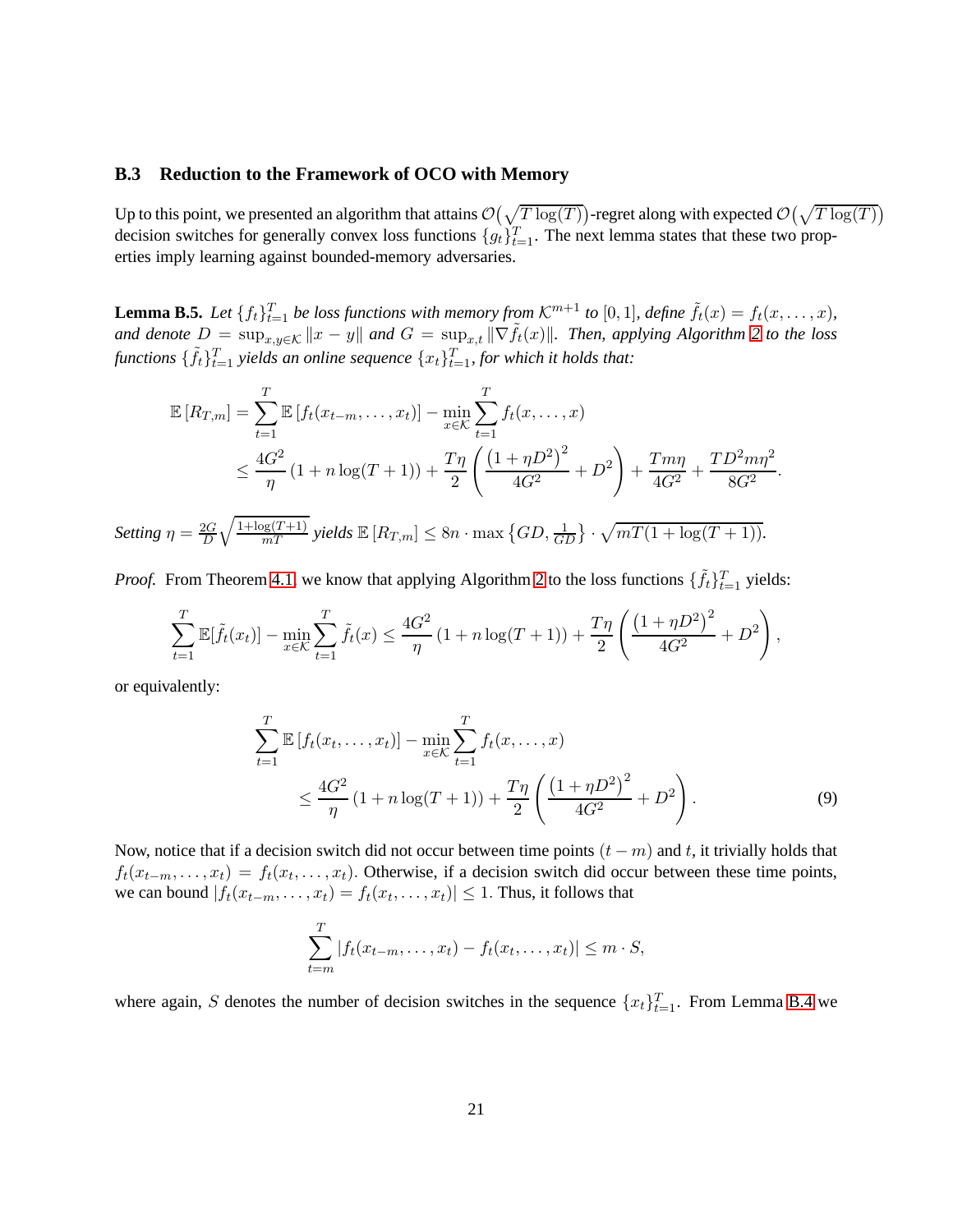### B.3 Reduction to the Framework of OCO with Memory

Up to this point, we presented an algorithm that attains $\mathcal{O}\big(\sqrt{T\log(T)}\big)$-regret along with expected $\mathcal{O}\big(\sqrt{T\log(T)}\big)$ decision switches for generally convex loss functions $\{g_t\}_{t=1}^T$. The next lemma states that these two properties imply learning against bounded-memory adversaries.

**Lemma B.5.** *Let $\{f_t\}_{t=1}^T$ be loss functions with memory from $\mathcal{K}^{m+1}$ to $[0,1]$, define $\tilde{f}_t(x) = f_t(x,\ldots,x)$, and denote $D = \sup_{x,y\in\mathcal{K}}\|x-y\|$ and $G = \sup_{x,t}\|\nabla\tilde{f}_t(x)\|$. Then, applying Algorithm 2 to the loss functions $\{\tilde{f}_t\}_{t=1}^T$ yields an online sequence $\{x_t\}_{t=1}^T$, for which it holds that:*

$$
\begin{aligned}
\mathbb{E}\left[R_{T,m}\right] &= \sum_{t=1}^T \mathbb{E}\left[f_t(x_{t-m},\ldots,x_t)\right] - \min_{x\in\mathcal{K}}\sum_{t=1}^T f_t(x,\ldots,x) \\
&\leq \frac{4G^2}{\eta}\left(1+n\log(T+1)\right) + \frac{T\eta}{2}\left(\frac{\left(1+\eta D^2\right)^2}{4G^2}+D^2\right) + \frac{Tm\eta}{4G^2} + \frac{TD^2m\eta^2}{8G^2}.
\end{aligned}
$$

*Setting $\eta = \frac{2G}{D}\sqrt{\frac{1+\log(T+1)}{mT}}$ yields $\mathbb{E}\left[R_{T,m}\right] \leq 8n\cdot\max\left\{GD,\frac{1}{GD}\right\}\cdot\sqrt{mT(1+\log(T+1))}$.*

*Proof.* From Theorem 4.1, we know that applying Algorithm 2 to the loss functions $\{\tilde{f}_t\}_{t=1}^T$ yields:

$$
\sum_{t=1}^T \mathbb{E}[\tilde{f}_t(x_t)] - \min_{x\in\mathcal{K}}\sum_{t=1}^T \tilde{f}_t(x) \leq \frac{4G^2}{\eta}\left(1+n\log(T+1)\right) + \frac{T\eta}{2}\left(\frac{\left(1+\eta D^2\right)^2}{4G^2}+D^2\right),
$$

or equivalently:

$$
\begin{aligned}
&\sum_{t=1}^T \mathbb{E}\left[f_t(x_t,\ldots,x_t)\right] - \min_{x\in\mathcal{K}}\sum_{t=1}^T f_t(x,\ldots,x) \\
&\qquad\leq \frac{4G^2}{\eta}\left(1+n\log(T+1)\right) + \frac{T\eta}{2}\left(\frac{\left(1+\eta D^2\right)^2}{4G^2}+D^2\right). \qquad (9)
\end{aligned}
$$

Now, notice that if a decision switch did not occur between time points $(t-m)$ and $t$, it trivially holds that $f_t(x_{t-m},\ldots,x_t) = f_t(x_t,\ldots,x_t)$. Otherwise, if a decision switch did occur between these time points, we can bound $|f_t(x_{t-m},\ldots,x_t) = f_t(x_t,\ldots,x_t)| \leq 1$. Thus, it follows that

$$
\sum_{t=m}^T \left|f_t(x_{t-m},\ldots,x_t) - f_t(x_t,\ldots,x_t)\right| \leq m\cdot S,
$$

where again, $S$ denotes the number of decision switches in the sequence $\{x_t\}_{t=1}^T$. From Lemma B.4 we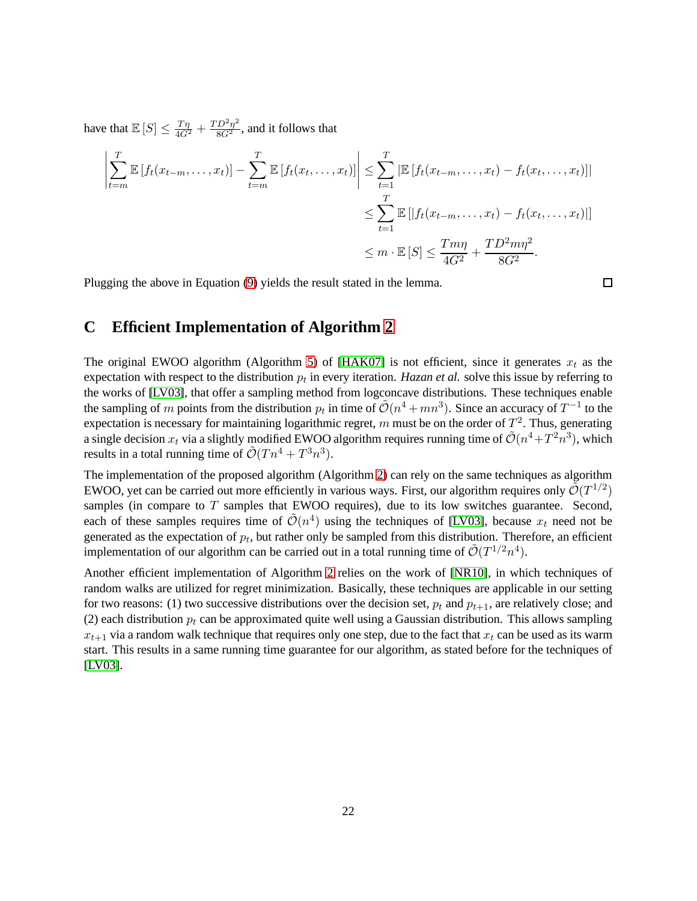have that $\mathbb{E}[S] \leq \frac{T\eta}{4G^2} + \frac{TD^2\eta^2}{8G^2}$, and it follows that

$$
\begin{aligned}
\left| \sum_{t=m}^{T} \mathbb{E}\left[f_t(x_{t-m}, \ldots, x_t)\right] - \sum_{t=m}^{T} \mathbb{E}\left[f_t(x_t, \ldots, x_t)\right] \right| &\leq \sum_{t=1}^{T} \left| \mathbb{E}\left[f_t(x_{t-m}, \ldots, x_t) - f_t(x_t, \ldots, x_t)\right] \right| \\
&\leq \sum_{t=1}^{T} \mathbb{E}\left[\left|f_t(x_{t-m}, \ldots, x_t) - f_t(x_t, \ldots, x_t)\right|\right] \\
&\leq m \cdot \mathbb{E}[S] \leq \frac{Tm\eta}{4G^2} + \frac{TD^2m\eta^2}{8G^2}.
\end{aligned}
$$

Plugging the above in Equation (9) yields the result stated in the lemma. □

# C Efficient Implementation of Algorithm 2

The original EWOO algorithm (Algorithm 5) of [HAK07] is not efficient, since it generates $x_t$ as the expectation with respect to the distribution $p_t$ in every iteration. *Hazan et al.* solve this issue by referring to the works of [LV03], that offer a sampling method from logconcave distributions. These techniques enable the sampling of $m$ points from the distribution $p_t$ in time of $\tilde{\mathcal{O}}(n^4 + mn^3)$. Since an accuracy of $T^{-1}$ to the expectation is necessary for maintaining logarithmic regret, $m$ must be on the order of $T^2$. Thus, generating a single decision $x_t$ via a slightly modified EWOO algorithm requires running time of $\tilde{\mathcal{O}}(n^4 + T^2n^3)$, which results in a total running time of $\tilde{\mathcal{O}}(Tn^4 + T^3n^3)$.

The implementation of the proposed algorithm (Algorithm 2) can rely on the same techniques as algorithm EWOO, yet can be carried out more efficiently in various ways. First, our algorithm requires only $\tilde{\mathcal{O}}(T^{1/2})$ samples (in compare to $T$ samples that EWOO requires), due to its low switches guarantee. Second, each of these samples requires time of $\tilde{\mathcal{O}}(n^4)$ using the techniques of [LV03], because $x_t$ need not be generated as the expectation of $p_t$, but rather only be sampled from this distribution. Therefore, an efficient implementation of our algorithm can be carried out in a total running time of $\tilde{\mathcal{O}}(T^{1/2}n^4)$.

Another efficient implementation of Algorithm 2 relies on the work of [NR10], in which techniques of random walks are utilized for regret minimization. Basically, these techniques are applicable in our setting for two reasons: (1) two successive distributions over the decision set, $p_t$ and $p_{t+1}$, are relatively close; and (2) each distribution $p_t$ can be approximated quite well using a Gaussian distribution. This allows sampling $x_{t+1}$ via a random walk technique that requires only one step, due to the fact that $x_t$ can be used as its warm start. This results in a same running time guarantee for our algorithm, as stated before for the techniques of [LV03].